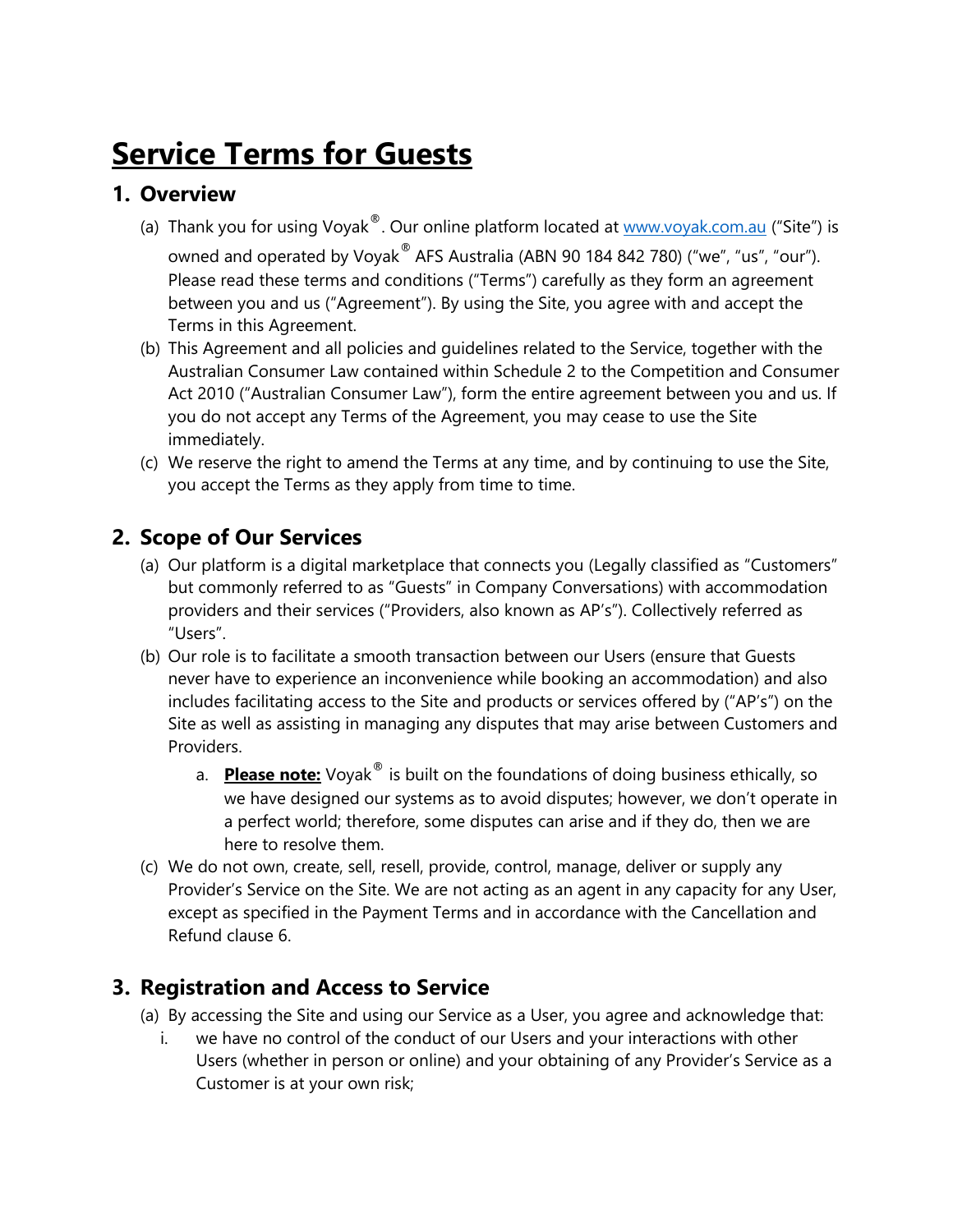# Service Terms for Guests

## 1. Overview

(a) Thank you for using Voyak®. Our online platform located at www.voyak.com.au ("Site") is owned and operated by Voyak® AFS Australia (ABN 90 184 842 780) ("we", "us", "our"). Please read these terms and conditions ("Terms") carefully as they form an agreement between you and us ("Agreement"). By using the Site, you agree with and accept the Terms in this Agreement.

(b) This Agreement and all policies and guidelines related to the Service, together with the Australian Consumer Law contained within Schedule 2 to the Competition and Consumer Act 2010 ("Australian Consumer Law"), form the entire agreement between you and us. If you do not accept any Terms of the Agreement, you may cease to use the Site immediately.

(c) We reserve the right to amend the Terms at any time, and by continuing to use the Site, you accept the Terms as they apply from time to time.

## 2. Scope of Our Services

(a) Our platform is a digital marketplace that connects you (Legally classified as "Customers" but commonly referred to as "Guests" in Company Conversations) with accommodation providers and their services ("Providers, also known as AP's"). Collectively referred as "Users".

(b) Our role is to facilitate a smooth transaction between our Users (ensure that Guests never have to experience an inconvenience while booking an accommodation) and also includes facilitating access to the Site and products or services offered by ("AP's") on the Site as well as assisting in managing any disputes that may arise between Customers and Providers.

   a. **Please note:** Voyak® is built on the foundations of doing business ethically, so we have designed our systems as to avoid disputes; however, we don't operate in a perfect world; therefore, some disputes can arise and if they do, then we are here to resolve them.

(c) We do not own, create, sell, resell, provide, control, manage, deliver or supply any Provider's Service on the Site. We are not acting as an agent in any capacity for any User, except as specified in the Payment Terms and in accordance with the Cancellation and Refund clause 6.

## 3. Registration and Access to Service

(a) By accessing the Site and using our Service as a User, you agree and acknowledge that:

   i. we have no control of the conduct of our Users and your interactions with other Users (whether in person or online) and your obtaining of any Provider's Service as a Customer is at your own risk;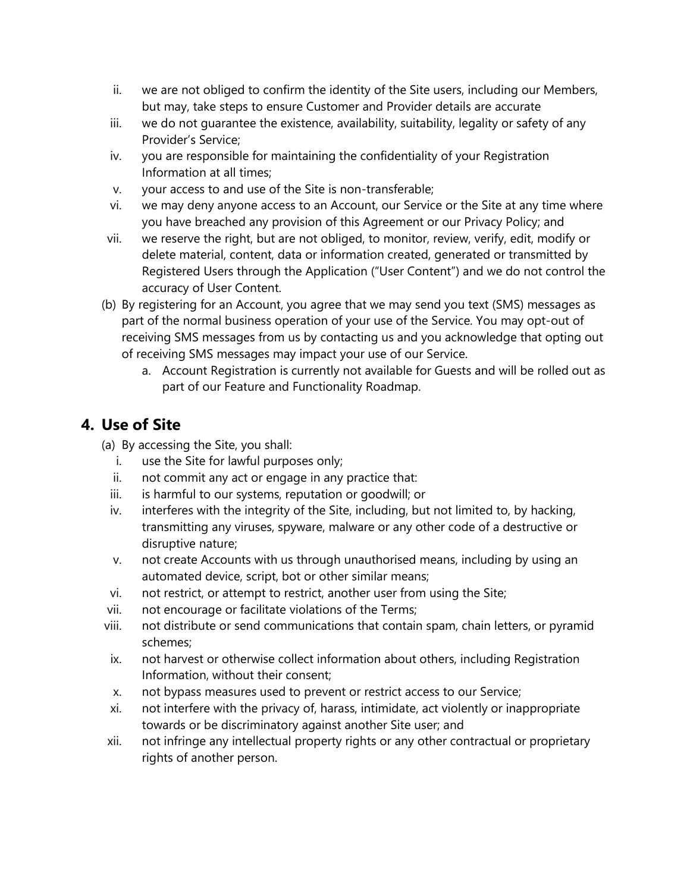ii. we are not obliged to confirm the identity of the Site users, including our Members, but may, take steps to ensure Customer and Provider details are accurate
iii. we do not guarantee the existence, availability, suitability, legality or safety of any Provider's Service;
iv. you are responsible for maintaining the confidentiality of your Registration Information at all times;
v. your access to and use of the Site is non-transferable;
vi. we may deny anyone access to an Account, our Service or the Site at any time where you have breached any provision of this Agreement or our Privacy Policy; and
vii. we reserve the right, but are not obliged, to monitor, review, verify, edit, modify or delete material, content, data or information created, generated or transmitted by Registered Users through the Application ("User Content") and we do not control the accuracy of User Content.

(b) By registering for an Account, you agree that we may send you text (SMS) messages as part of the normal business operation of your use of the Service. You may opt-out of receiving SMS messages from us by contacting us and you acknowledge that opting out of receiving SMS messages may impact your use of our Service.

a. Account Registration is currently not available for Guests and will be rolled out as part of our Feature and Functionality Roadmap.

## 4. Use of Site

(a) By accessing the Site, you shall:

i. use the Site for lawful purposes only;
ii. not commit any act or engage in any practice that:
iii. is harmful to our systems, reputation or goodwill; or
iv. interferes with the integrity of the Site, including, but not limited to, by hacking, transmitting any viruses, spyware, malware or any other code of a destructive or disruptive nature;
v. not create Accounts with us through unauthorised means, including by using an automated device, script, bot or other similar means;
vi. not restrict, or attempt to restrict, another user from using the Site;
vii. not encourage or facilitate violations of the Terms;
viii. not distribute or send communications that contain spam, chain letters, or pyramid schemes;
ix. not harvest or otherwise collect information about others, including Registration Information, without their consent;
x. not bypass measures used to prevent or restrict access to our Service;
xi. not interfere with the privacy of, harass, intimidate, act violently or inappropriate towards or be discriminatory against another Site user; and
xii. not infringe any intellectual property rights or any other contractual or proprietary rights of another person.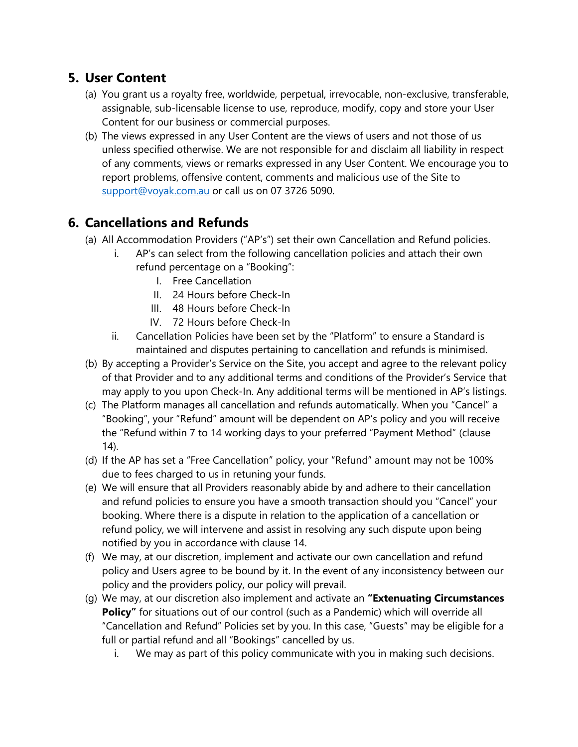## 5. User Content

(a) You grant us a royalty free, worldwide, perpetual, irrevocable, non-exclusive, transferable, assignable, sub-licensable license to use, reproduce, modify, copy and store your User Content for our business or commercial purposes.

(b) The views expressed in any User Content are the views of users and not those of us unless specified otherwise. We are not responsible for and disclaim all liability in respect of any comments, views or remarks expressed in any User Content. We encourage you to report problems, offensive content, comments and malicious use of the Site to support@voyak.com.au or call us on 07 3726 5090.

## 6. Cancellations and Refunds

(a) All Accommodation Providers ("AP's") set their own Cancellation and Refund policies.

  i. AP's can select from the following cancellation policies and attach their own refund percentage on a "Booking":

    I. Free Cancellation

    II. 24 Hours before Check-In

    III. 48 Hours before Check-In

    IV. 72 Hours before Check-In

  ii. Cancellation Policies have been set by the "Platform" to ensure a Standard is maintained and disputes pertaining to cancellation and refunds is minimised.

(b) By accepting a Provider's Service on the Site, you accept and agree to the relevant policy of that Provider and to any additional terms and conditions of the Provider's Service that may apply to you upon Check-In. Any additional terms will be mentioned in AP's listings.

(c) The Platform manages all cancellation and refunds automatically. When you "Cancel" a "Booking", your "Refund" amount will be dependent on AP's policy and you will receive the "Refund within 7 to 14 working days to your preferred "Payment Method" (clause 14).

(d) If the AP has set a "Free Cancellation" policy, your "Refund" amount may not be 100% due to fees charged to us in retuning your funds.

(e) We will ensure that all Providers reasonably abide by and adhere to their cancellation and refund policies to ensure you have a smooth transaction should you "Cancel" your booking. Where there is a dispute in relation to the application of a cancellation or refund policy, we will intervene and assist in resolving any such dispute upon being notified by you in accordance with clause 14.

(f) We may, at our discretion, implement and activate our own cancellation and refund policy and Users agree to be bound by it. In the event of any inconsistency between our policy and the providers policy, our policy will prevail.

(g) We may, at our discretion also implement and activate an **"Extenuating Circumstances Policy"** for situations out of our control (such as a Pandemic) which will override all "Cancellation and Refund" Policies set by you. In this case, "Guests" may be eligible for a full or partial refund and all "Bookings" cancelled by us.

  i. We may as part of this policy communicate with you in making such decisions.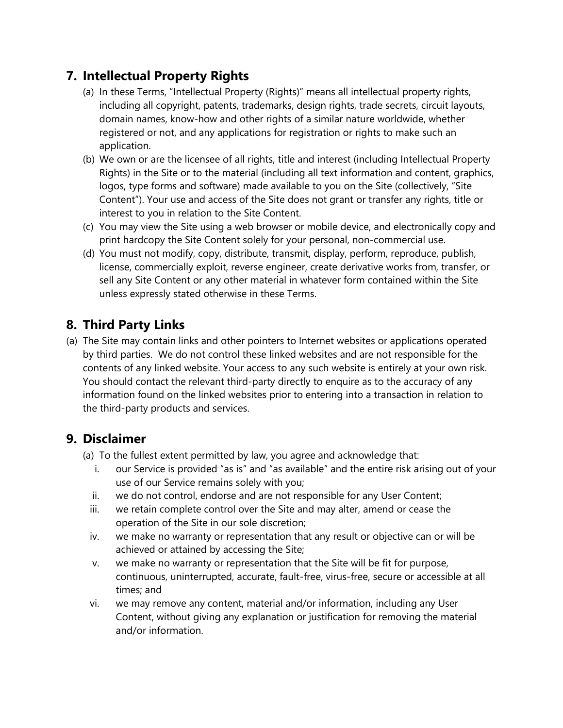## 7. Intellectual Property Rights

(a) In these Terms, "Intellectual Property (Rights)" means all intellectual property rights, including all copyright, patents, trademarks, design rights, trade secrets, circuit layouts, domain names, know-how and other rights of a similar nature worldwide, whether registered or not, and any applications for registration or rights to make such an application.

(b) We own or are the licensee of all rights, title and interest (including Intellectual Property Rights) in the Site or to the material (including all text information and content, graphics, logos, type forms and software) made available to you on the Site (collectively, "Site Content"). Your use and access of the Site does not grant or transfer any rights, title or interest to you in relation to the Site Content.

(c) You may view the Site using a web browser or mobile device, and electronically copy and print hardcopy the Site Content solely for your personal, non-commercial use.

(d) You must not modify, copy, distribute, transmit, display, perform, reproduce, publish, license, commercially exploit, reverse engineer, create derivative works from, transfer, or sell any Site Content or any other material in whatever form contained within the Site unless expressly stated otherwise in these Terms.

## 8. Third Party Links

(a) The Site may contain links and other pointers to Internet websites or applications operated by third parties. We do not control these linked websites and are not responsible for the contents of any linked website. Your access to any such website is entirely at your own risk. You should contact the relevant third-party directly to enquire as to the accuracy of any information found on the linked websites prior to entering into a transaction in relation to the third-party products and services.

## 9. Disclaimer

(a) To the fullest extent permitted by law, you agree and acknowledge that:

i. our Service is provided "as is" and "as available" and the entire risk arising out of your use of our Service remains solely with you;

ii. we do not control, endorse and are not responsible for any User Content;

iii. we retain complete control over the Site and may alter, amend or cease the operation of the Site in our sole discretion;

iv. we make no warranty or representation that any result or objective can or will be achieved or attained by accessing the Site;

v. we make no warranty or representation that the Site will be fit for purpose, continuous, uninterrupted, accurate, fault-free, virus-free, secure or accessible at all times; and

vi. we may remove any content, material and/or information, including any User Content, without giving any explanation or justification for removing the material and/or information.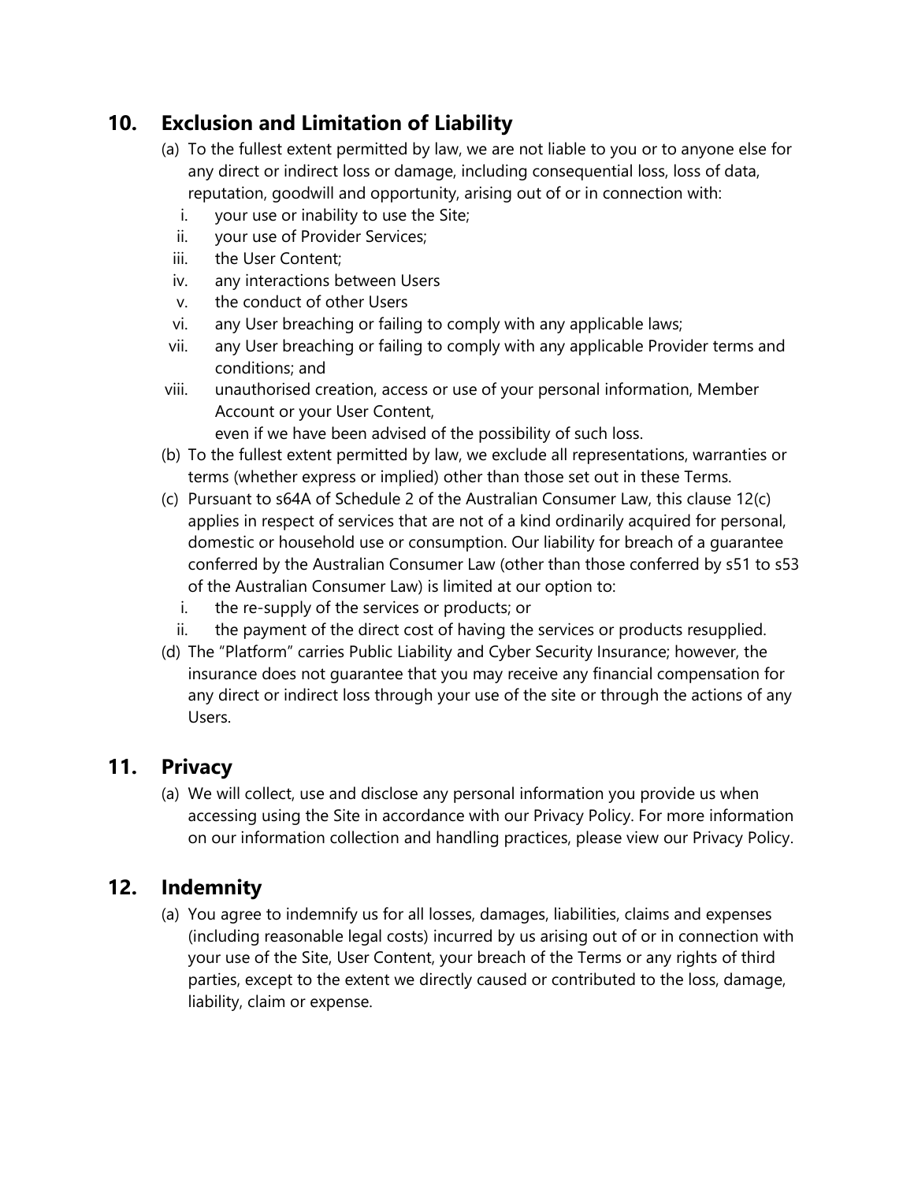## 10. Exclusion and Limitation of Liability

(a) To the fullest extent permitted by law, we are not liable to you or to anyone else for any direct or indirect loss or damage, including consequential loss, loss of data, reputation, goodwill and opportunity, arising out of or in connection with:

   i. your use or inability to use the Site;
   ii. your use of Provider Services;
   iii. the User Content;
   iv. any interactions between Users
   v. the conduct of other Users
   vi. any User breaching or failing to comply with any applicable laws;
   vii. any User breaching or failing to comply with any applicable Provider terms and conditions; and
   viii. unauthorised creation, access or use of your personal information, Member Account or your User Content,

   even if we have been advised of the possibility of such loss.

(b) To the fullest extent permitted by law, we exclude all representations, warranties or terms (whether express or implied) other than those set out in these Terms.

(c) Pursuant to s64A of Schedule 2 of the Australian Consumer Law, this clause 12(c) applies in respect of services that are not of a kind ordinarily acquired for personal, domestic or household use or consumption. Our liability for breach of a guarantee conferred by the Australian Consumer Law (other than those conferred by s51 to s53 of the Australian Consumer Law) is limited at our option to:

   i. the re-supply of the services or products; or
   ii. the payment of the direct cost of having the services or products resupplied.

(d) The "Platform" carries Public Liability and Cyber Security Insurance; however, the insurance does not guarantee that you may receive any financial compensation for any direct or indirect loss through your use of the site or through the actions of any Users.

## 11. Privacy

(a) We will collect, use and disclose any personal information you provide us when accessing using the Site in accordance with our Privacy Policy. For more information on our information collection and handling practices, please view our Privacy Policy.

## 12. Indemnity

(a) You agree to indemnify us for all losses, damages, liabilities, claims and expenses (including reasonable legal costs) incurred by us arising out of or in connection with your use of the Site, User Content, your breach of the Terms or any rights of third parties, except to the extent we directly caused or contributed to the loss, damage, liability, claim or expense.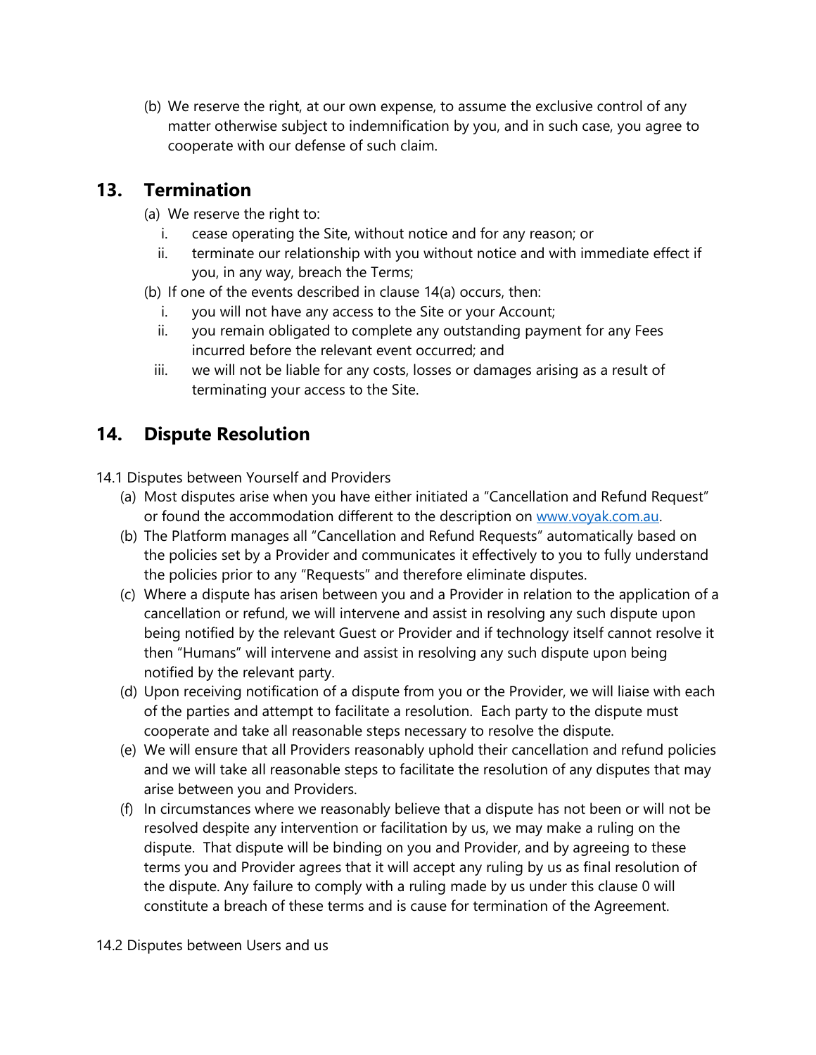(b) We reserve the right, at our own expense, to assume the exclusive control of any matter otherwise subject to indemnification by you, and in such case, you agree to cooperate with our defense of such claim.

## 13. Termination

(a) We reserve the right to:

- i. cease operating the Site, without notice and for any reason; or
- ii. terminate our relationship with you without notice and with immediate effect if you, in any way, breach the Terms;

(b) If one of the events described in clause 14(a) occurs, then:

- i. you will not have any access to the Site or your Account;
- ii. you remain obligated to complete any outstanding payment for any Fees incurred before the relevant event occurred; and
- iii. we will not be liable for any costs, losses or damages arising as a result of terminating your access to the Site.

## 14. Dispute Resolution

14.1 Disputes between Yourself and Providers

(a) Most disputes arise when you have either initiated a "Cancellation and Refund Request" or found the accommodation different to the description on [www.voyak.com.au](http://www.voyak.com.au).

(b) The Platform manages all "Cancellation and Refund Requests" automatically based on the policies set by a Provider and communicates it effectively to you to fully understand the policies prior to any "Requests" and therefore eliminate disputes.

(c) Where a dispute has arisen between you and a Provider in relation to the application of a cancellation or refund, we will intervene and assist in resolving any such dispute upon being notified by the relevant Guest or Provider and if technology itself cannot resolve it then "Humans" will intervene and assist in resolving any such dispute upon being notified by the relevant party.

(d) Upon receiving notification of a dispute from you or the Provider, we will liaise with each of the parties and attempt to facilitate a resolution. Each party to the dispute must cooperate and take all reasonable steps necessary to resolve the dispute.

(e) We will ensure that all Providers reasonably uphold their cancellation and refund policies and we will take all reasonable steps to facilitate the resolution of any disputes that may arise between you and Providers.

(f) In circumstances where we reasonably believe that a dispute has not been or will not be resolved despite any intervention or facilitation by us, we may make a ruling on the dispute. That dispute will be binding on you and Provider, and by agreeing to these terms you and Provider agrees that it will accept any ruling by us as final resolution of the dispute. Any failure to comply with a ruling made by us under this clause 0 will constitute a breach of these terms and is cause for termination of the Agreement.

14.2 Disputes between Users and us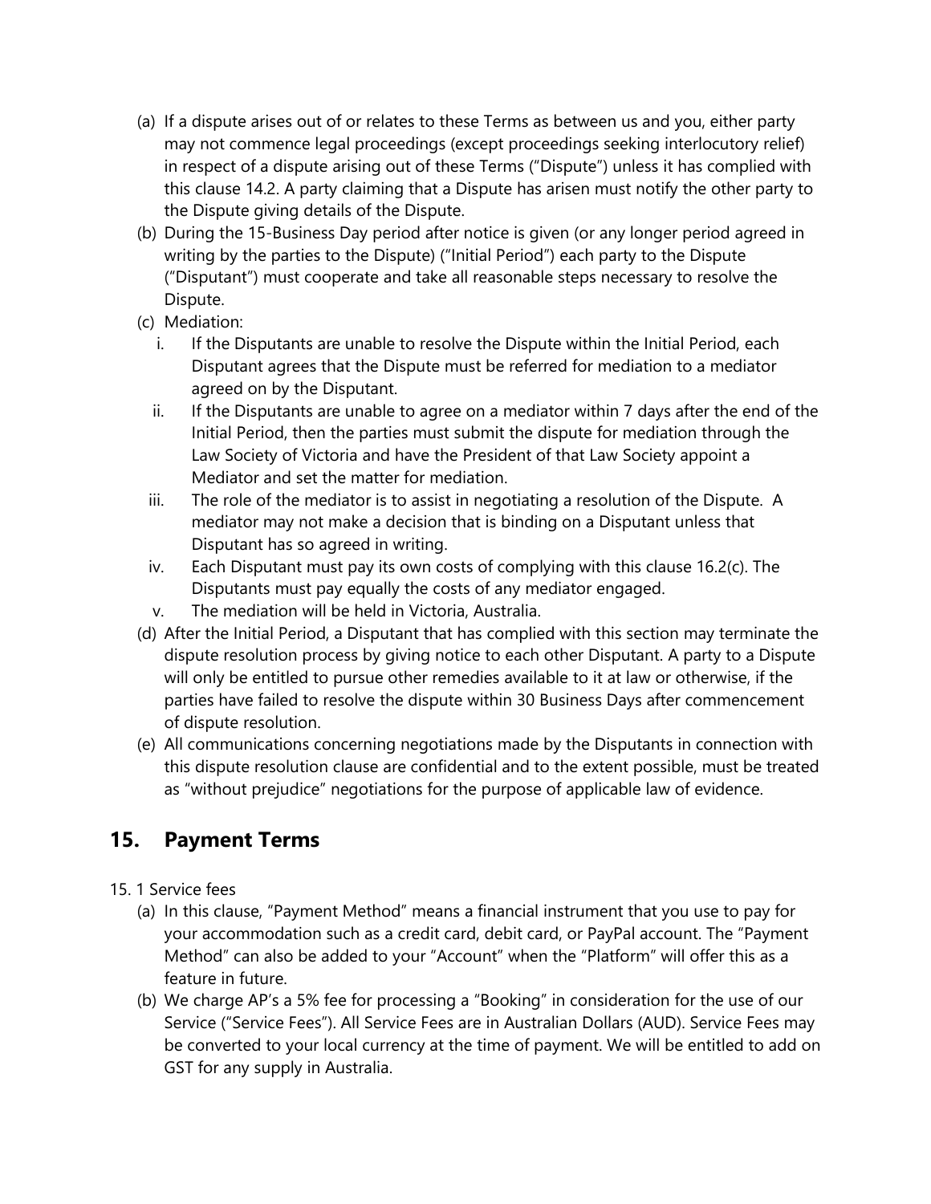(a) If a dispute arises out of or relates to these Terms as between us and you, either party may not commence legal proceedings (except proceedings seeking interlocutory relief) in respect of a dispute arising out of these Terms ("Dispute") unless it has complied with this clause 14.2. A party claiming that a Dispute has arisen must notify the other party to the Dispute giving details of the Dispute.

(b) During the 15-Business Day period after notice is given (or any longer period agreed in writing by the parties to the Dispute) ("Initial Period") each party to the Dispute ("Disputant") must cooperate and take all reasonable steps necessary to resolve the Dispute.

(c) Mediation:

   i. If the Disputants are unable to resolve the Dispute within the Initial Period, each Disputant agrees that the Dispute must be referred for mediation to a mediator agreed on by the Disputant.

   ii. If the Disputants are unable to agree on a mediator within 7 days after the end of the Initial Period, then the parties must submit the dispute for mediation through the Law Society of Victoria and have the President of that Law Society appoint a Mediator and set the matter for mediation.

   iii. The role of the mediator is to assist in negotiating a resolution of the Dispute. A mediator may not make a decision that is binding on a Disputant unless that Disputant has so agreed in writing.

   iv. Each Disputant must pay its own costs of complying with this clause 16.2(c). The Disputants must pay equally the costs of any mediator engaged.

   v. The mediation will be held in Victoria, Australia.

(d) After the Initial Period, a Disputant that has complied with this section may terminate the dispute resolution process by giving notice to each other Disputant. A party to a Dispute will only be entitled to pursue other remedies available to it at law or otherwise, if the parties have failed to resolve the dispute within 30 Business Days after commencement of dispute resolution.

(e) All communications concerning negotiations made by the Disputants in connection with this dispute resolution clause are confidential and to the extent possible, must be treated as "without prejudice" negotiations for the purpose of applicable law of evidence.

## 15. Payment Terms

15. 1 Service fees

(a) In this clause, "Payment Method" means a financial instrument that you use to pay for your accommodation such as a credit card, debit card, or PayPal account. The "Payment Method" can also be added to your "Account" when the "Platform" will offer this as a feature in future.

(b) We charge AP's a 5% fee for processing a "Booking" in consideration for the use of our Service ("Service Fees"). All Service Fees are in Australian Dollars (AUD). Service Fees may be converted to your local currency at the time of payment. We will be entitled to add on GST for any supply in Australia.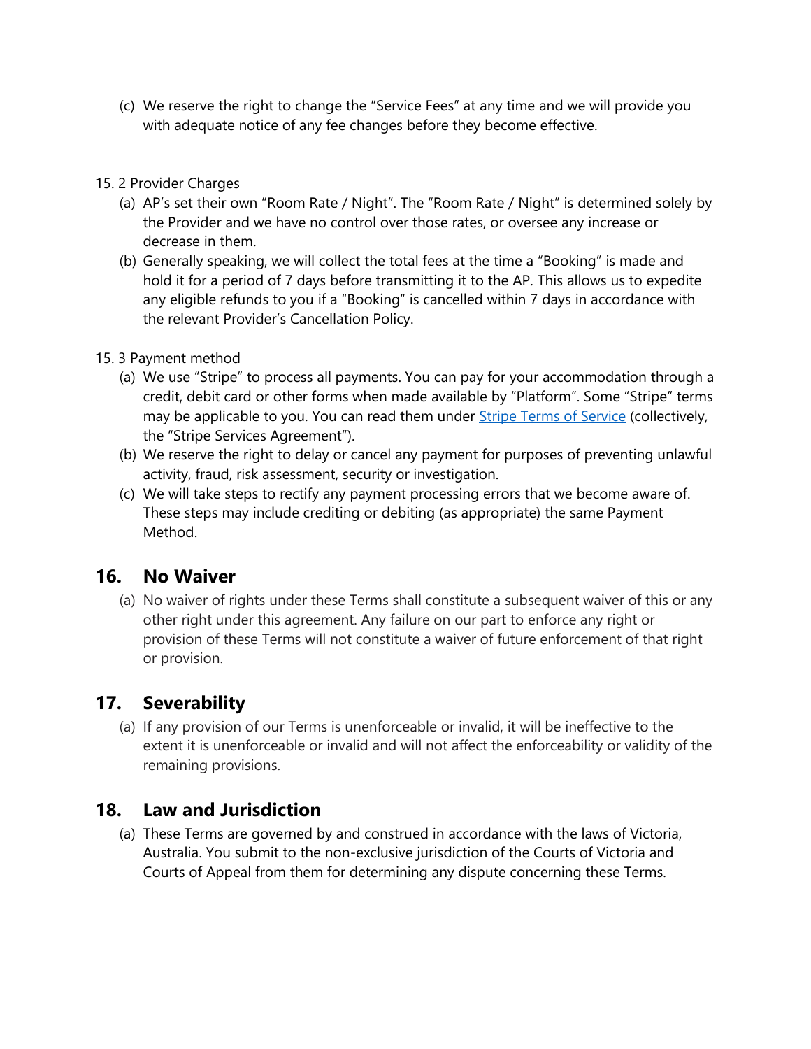(c) We reserve the right to change the “Service Fees” at any time and we will provide you with adequate notice of any fee changes before they become effective.

15. 2 Provider Charges

(a) AP’s set their own “Room Rate / Night”. The “Room Rate / Night” is determined solely by the Provider and we have no control over those rates, or oversee any increase or decrease in them.

(b) Generally speaking, we will collect the total fees at the time a “Booking” is made and hold it for a period of 7 days before transmitting it to the AP. This allows us to expedite any eligible refunds to you if a “Booking” is cancelled within 7 days in accordance with the relevant Provider’s Cancellation Policy.

15. 3 Payment method

(a) We use “Stripe” to process all payments. You can pay for your accommodation through a credit, debit card or other forms when made available by “Platform”. Some “Stripe” terms may be applicable to you. You can read them under Stripe Terms of Service (collectively, the “Stripe Services Agreement”).

(b) We reserve the right to delay or cancel any payment for purposes of preventing unlawful activity, fraud, risk assessment, security or investigation.

(c) We will take steps to rectify any payment processing errors that we become aware of. These steps may include crediting or debiting (as appropriate) the same Payment Method.

## 16. No Waiver

(a) No waiver of rights under these Terms shall constitute a subsequent waiver of this or any other right under this agreement. Any failure on our part to enforce any right or provision of these Terms will not constitute a waiver of future enforcement of that right or provision.

## 17. Severability

(a) If any provision of our Terms is unenforceable or invalid, it will be ineffective to the extent it is unenforceable or invalid and will not affect the enforceability or validity of the remaining provisions.

## 18. Law and Jurisdiction

(a) These Terms are governed by and construed in accordance with the laws of Victoria, Australia. You submit to the non-exclusive jurisdiction of the Courts of Victoria and Courts of Appeal from them for determining any dispute concerning these Terms.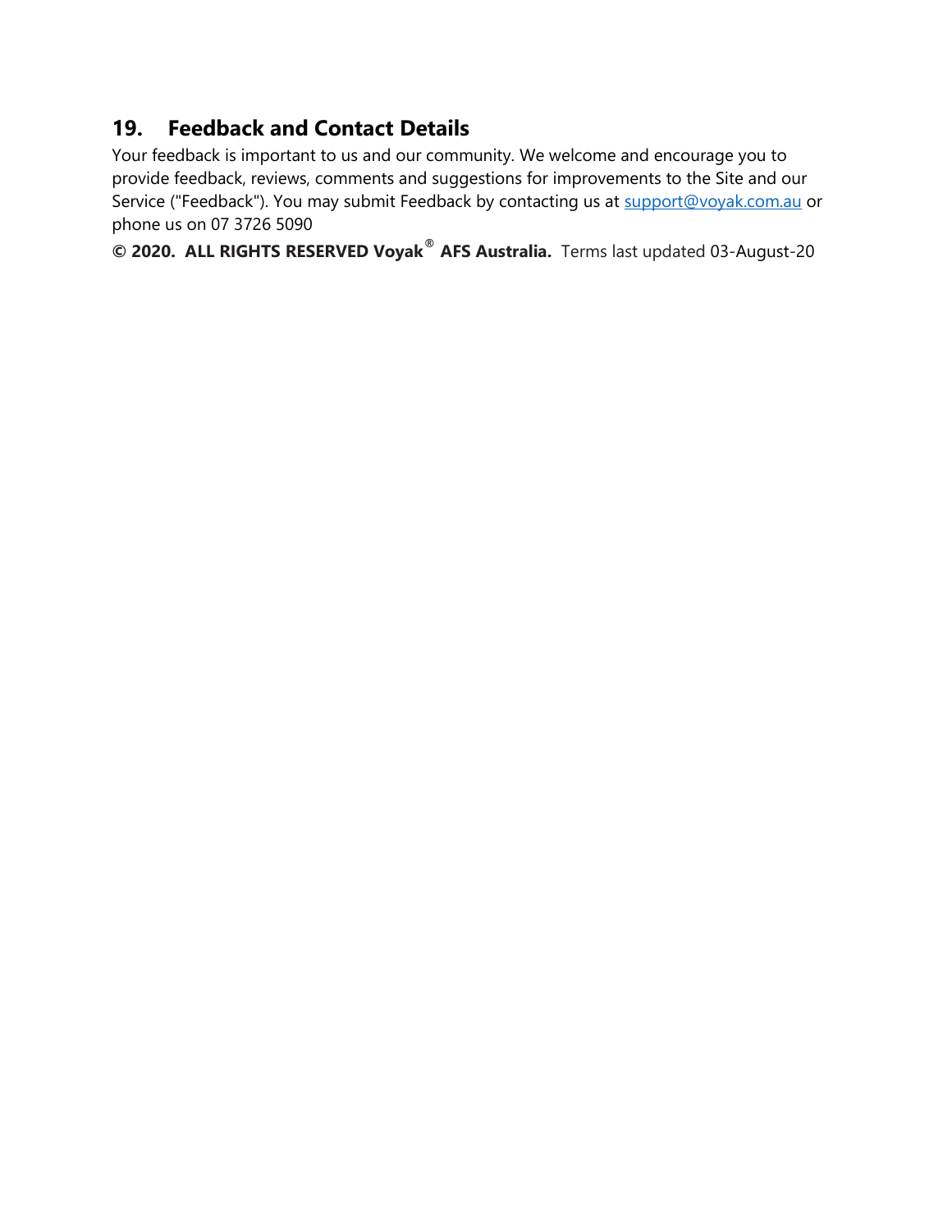## 19. Feedback and Contact Details

Your feedback is important to us and our community. We welcome and encourage you to provide feedback, reviews, comments and suggestions for improvements to the Site and our Service ("Feedback"). You may submit Feedback by contacting us at support@voyak.com.au or phone us on 07 3726 5090

**© 2020. ALL RIGHTS RESERVED Voyak® AFS Australia.** Terms last updated 03-August-20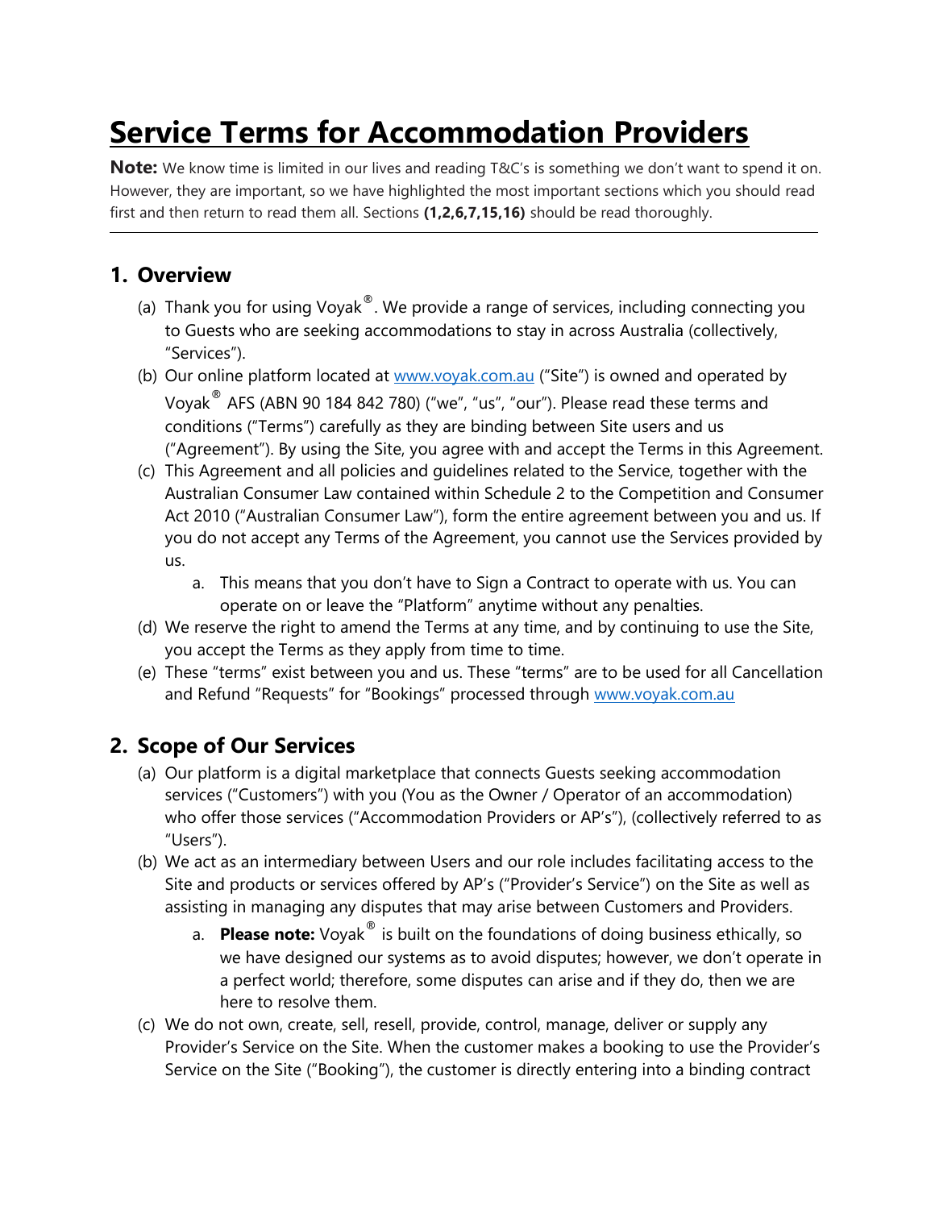# Service Terms for Accommodation Providers

**Note:** We know time is limited in our lives and reading T&C's is something we don't want to spend it on. However, they are important, so we have highlighted the most important sections which you should read first and then return to read them all. Sections **(1,2,6,7,15,16)** should be read thoroughly.

---

## 1. Overview

(a) Thank you for using Voyak®. We provide a range of services, including connecting you to Guests who are seeking accommodations to stay in across Australia (collectively, "Services").

(b) Our online platform located at www.voyak.com.au ("Site") is owned and operated by Voyak® AFS (ABN 90 184 842 780) ("we", "us", "our"). Please read these terms and conditions ("Terms") carefully as they are binding between Site users and us ("Agreement"). By using the Site, you agree with and accept the Terms in this Agreement.

(c) This Agreement and all policies and guidelines related to the Service, together with the Australian Consumer Law contained within Schedule 2 to the Competition and Consumer Act 2010 ("Australian Consumer Law"), form the entire agreement between you and us. If you do not accept any Terms of the Agreement, you cannot use the Services provided by us.

   a. This means that you don't have to Sign a Contract to operate with us. You can operate on or leave the "Platform" anytime without any penalties.

(d) We reserve the right to amend the Terms at any time, and by continuing to use the Site, you accept the Terms as they apply from time to time.

(e) These "terms" exist between you and us. These "terms" are to be used for all Cancellation and Refund "Requests" for "Bookings" processed through www.voyak.com.au

## 2. Scope of Our Services

(a) Our platform is a digital marketplace that connects Guests seeking accommodation services ("Customers") with you (You as the Owner / Operator of an accommodation) who offer those services ("Accommodation Providers or AP's"), (collectively referred to as "Users").

(b) We act as an intermediary between Users and our role includes facilitating access to the Site and products or services offered by AP's ("Provider's Service") on the Site as well as assisting in managing any disputes that may arise between Customers and Providers.

   a. **Please note:** Voyak® is built on the foundations of doing business ethically, so we have designed our systems as to avoid disputes; however, we don't operate in a perfect world; therefore, some disputes can arise and if they do, then we are here to resolve them.

(c) We do not own, create, sell, resell, provide, control, manage, deliver or supply any Provider's Service on the Site. When the customer makes a booking to use the Provider's Service on the Site ("Booking"), the customer is directly entering into a binding contract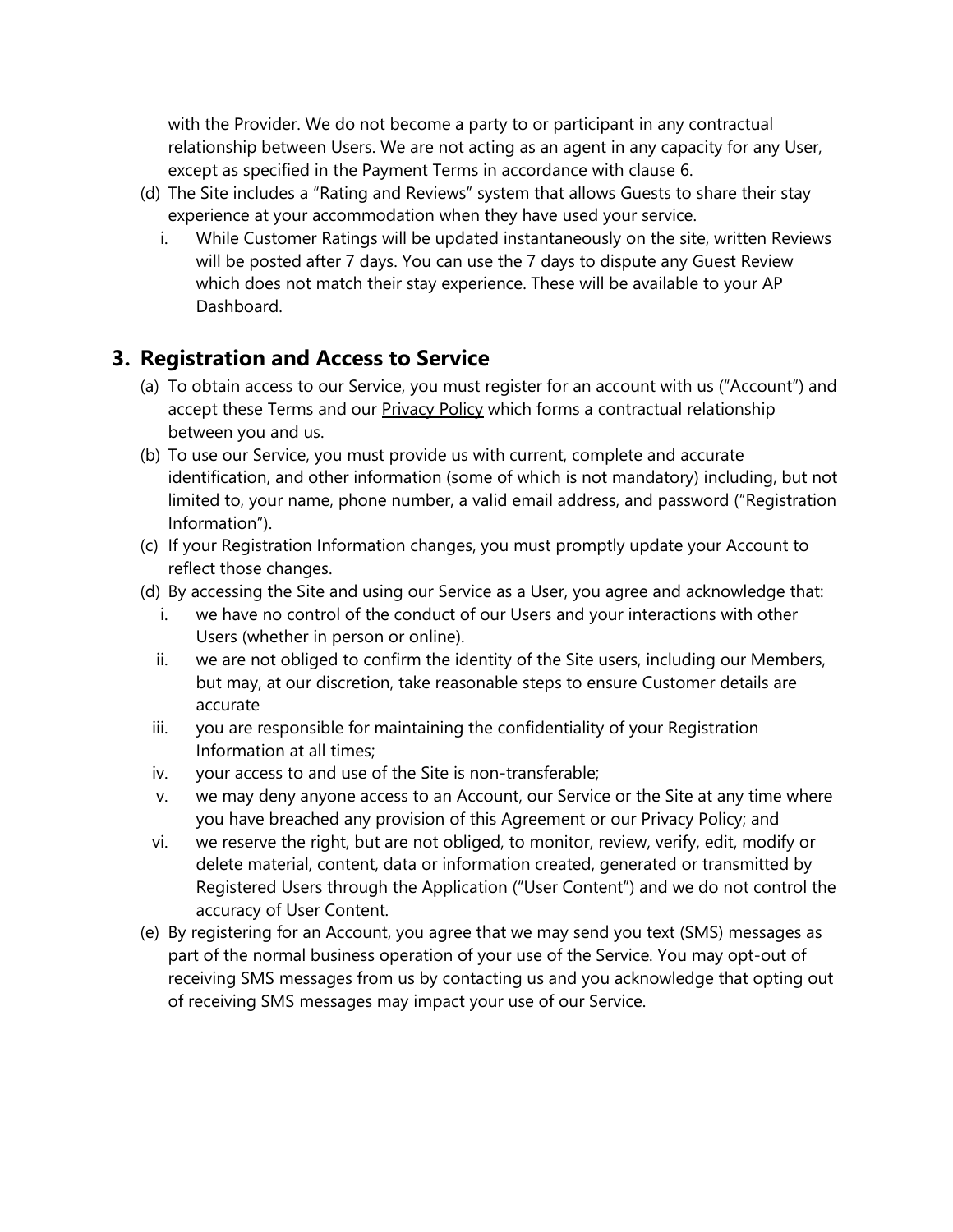with the Provider. We do not become a party to or participant in any contractual relationship between Users. We are not acting as an agent in any capacity for any User, except as specified in the Payment Terms in accordance with clause 6.

(d) The Site includes a "Rating and Reviews" system that allows Guests to share their stay experience at your accommodation when they have used your service.

   i. While Customer Ratings will be updated instantaneously on the site, written Reviews will be posted after 7 days. You can use the 7 days to dispute any Guest Review which does not match their stay experience. These will be available to your AP Dashboard.

## 3. Registration and Access to Service

(a) To obtain access to our Service, you must register for an account with us ("Account") and accept these Terms and our Privacy Policy which forms a contractual relationship between you and us.

(b) To use our Service, you must provide us with current, complete and accurate identification, and other information (some of which is not mandatory) including, but not limited to, your name, phone number, a valid email address, and password ("Registration Information").

(c) If your Registration Information changes, you must promptly update your Account to reflect those changes.

(d) By accessing the Site and using our Service as a User, you agree and acknowledge that:

   i. we have no control of the conduct of our Users and your interactions with other Users (whether in person or online).

   ii. we are not obliged to confirm the identity of the Site users, including our Members, but may, at our discretion, take reasonable steps to ensure Customer details are accurate

   iii. you are responsible for maintaining the confidentiality of your Registration Information at all times;

   iv. your access to and use of the Site is non-transferable;

   v. we may deny anyone access to an Account, our Service or the Site at any time where you have breached any provision of this Agreement or our Privacy Policy; and

   vi. we reserve the right, but are not obliged, to monitor, review, verify, edit, modify or delete material, content, data or information created, generated or transmitted by Registered Users through the Application ("User Content") and we do not control the accuracy of User Content.

(e) By registering for an Account, you agree that we may send you text (SMS) messages as part of the normal business operation of your use of the Service. You may opt-out of receiving SMS messages from us by contacting us and you acknowledge that opting out of receiving SMS messages may impact your use of our Service.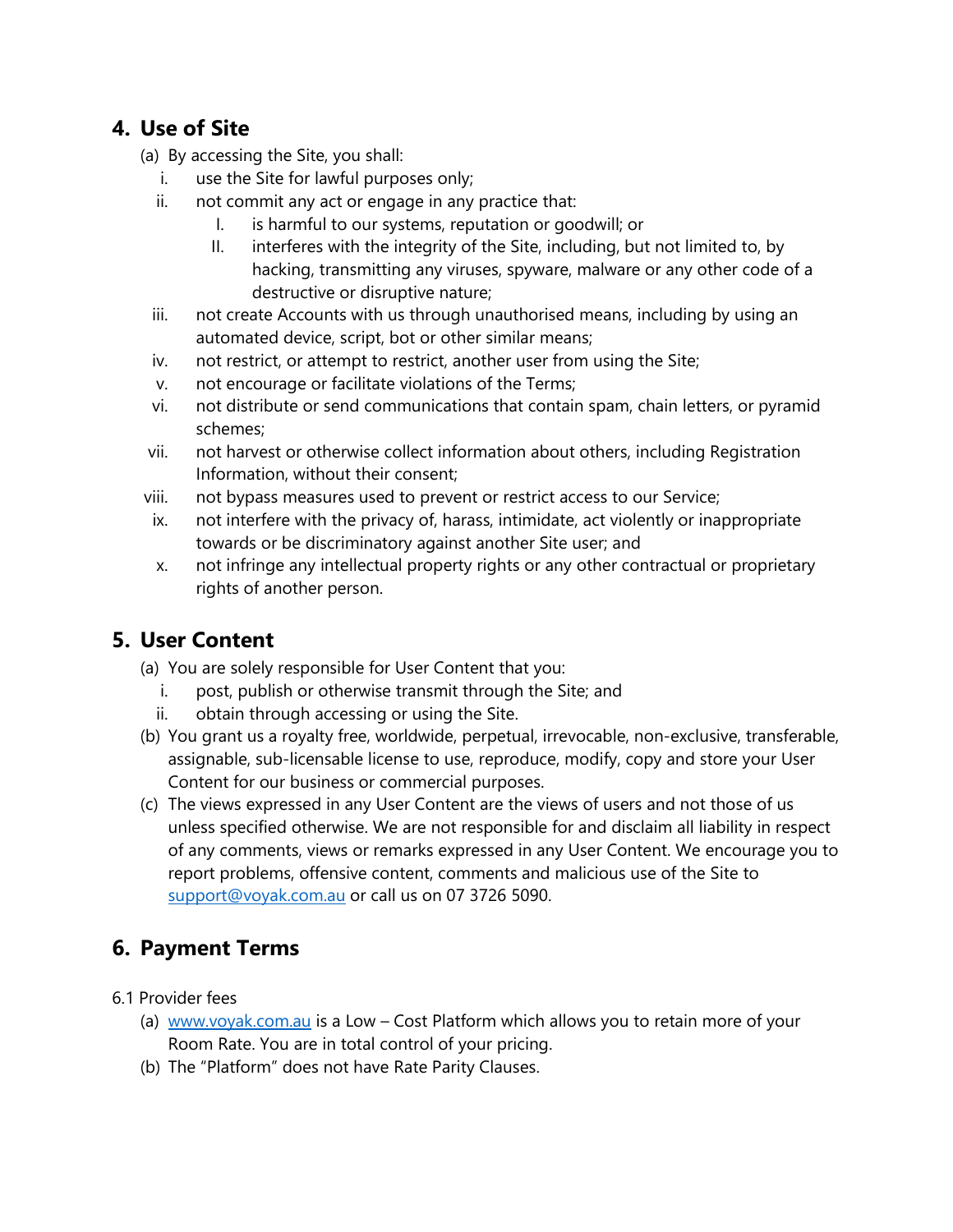## 4. Use of Site

(a) By accessing the Site, you shall:

i. use the Site for lawful purposes only;

ii. not commit any act or engage in any practice that:

I. is harmful to our systems, reputation or goodwill; or

II. interferes with the integrity of the Site, including, but not limited to, by hacking, transmitting any viruses, spyware, malware or any other code of a destructive or disruptive nature;

iii. not create Accounts with us through unauthorised means, including by using an automated device, script, bot or other similar means;

iv. not restrict, or attempt to restrict, another user from using the Site;

v. not encourage or facilitate violations of the Terms;

vi. not distribute or send communications that contain spam, chain letters, or pyramid schemes;

vii. not harvest or otherwise collect information about others, including Registration Information, without their consent;

viii. not bypass measures used to prevent or restrict access to our Service;

ix. not interfere with the privacy of, harass, intimidate, act violently or inappropriate towards or be discriminatory against another Site user; and

x. not infringe any intellectual property rights or any other contractual or proprietary rights of another person.

## 5. User Content

(a) You are solely responsible for User Content that you:

i. post, publish or otherwise transmit through the Site; and

ii. obtain through accessing or using the Site.

(b) You grant us a royalty free, worldwide, perpetual, irrevocable, non-exclusive, transferable, assignable, sub-licensable license to use, reproduce, modify, copy and store your User Content for our business or commercial purposes.

(c) The views expressed in any User Content are the views of users and not those of us unless specified otherwise. We are not responsible for and disclaim all liability in respect of any comments, views or remarks expressed in any User Content. We encourage you to report problems, offensive content, comments and malicious use of the Site to support@voyak.com.au or call us on 07 3726 5090.

## 6. Payment Terms

6.1 Provider fees

(a) www.voyak.com.au is a Low – Cost Platform which allows you to retain more of your Room Rate. You are in total control of your pricing.

(b) The "Platform" does not have Rate Parity Clauses.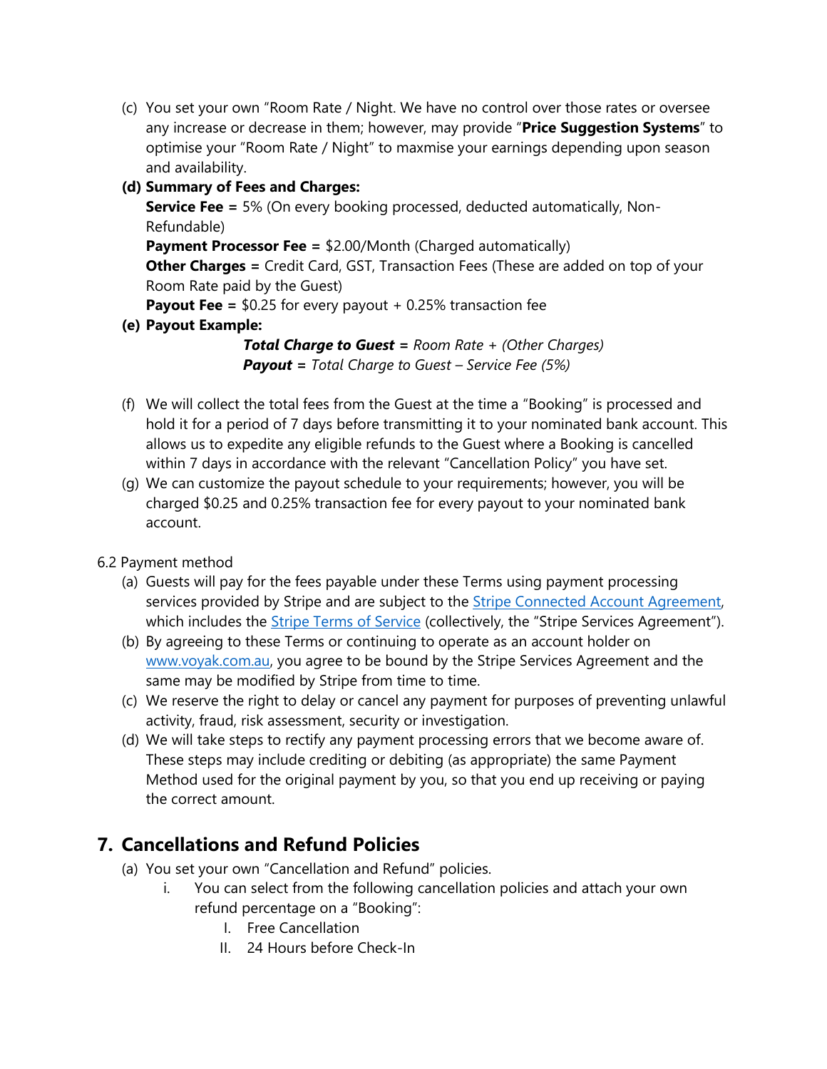(c) You set your own "Room Rate / Night. We have no control over those rates or oversee any increase or decrease in them; however, may provide "**Price Suggestion Systems**" to optimise your "Room Rate / Night" to maxmise your earnings depending upon season and availability.

**(d) Summary of Fees and Charges:**

**Service Fee =** 5% (On every booking processed, deducted automatically, Non-Refundable)

**Payment Processor Fee =** $2.00/Month (Charged automatically)

**Other Charges =** Credit Card, GST, Transaction Fees (These are added on top of your Room Rate paid by the Guest)

**Payout Fee =** $0.25 for every payout + 0.25% transaction fee

**(e) Payout Example:**

***Total Charge to Guest =*** *Room Rate + (Other Charges)*

***Payout =*** *Total Charge to Guest – Service Fee (5%)*

(f) We will collect the total fees from the Guest at the time a "Booking" is processed and hold it for a period of 7 days before transmitting it to your nominated bank account. This allows us to expedite any eligible refunds to the Guest where a Booking is cancelled within 7 days in accordance with the relevant "Cancellation Policy" you have set.

(g) We can customize the payout schedule to your requirements; however, you will be charged $0.25 and 0.25% transaction fee for every payout to your nominated bank account.

6.2 Payment method

(a) Guests will pay for the fees payable under these Terms using payment processing services provided by Stripe and are subject to the [Stripe Connected Account Agreement](), which includes the [Stripe Terms of Service]() (collectively, the "Stripe Services Agreement").

(b) By agreeing to these Terms or continuing to operate as an account holder on [www.voyak.com.au](), you agree to be bound by the Stripe Services Agreement and the same may be modified by Stripe from time to time.

(c) We reserve the right to delay or cancel any payment for purposes of preventing unlawful activity, fraud, risk assessment, security or investigation.

(d) We will take steps to rectify any payment processing errors that we become aware of. These steps may include crediting or debiting (as appropriate) the same Payment Method used for the original payment by you, so that you end up receiving or paying the correct amount.

## 7. Cancellations and Refund Policies

(a) You set your own "Cancellation and Refund" policies.

  i. You can select from the following cancellation policies and attach your own refund percentage on a "Booking":

    I. Free Cancellation

    II. 24 Hours before Check-In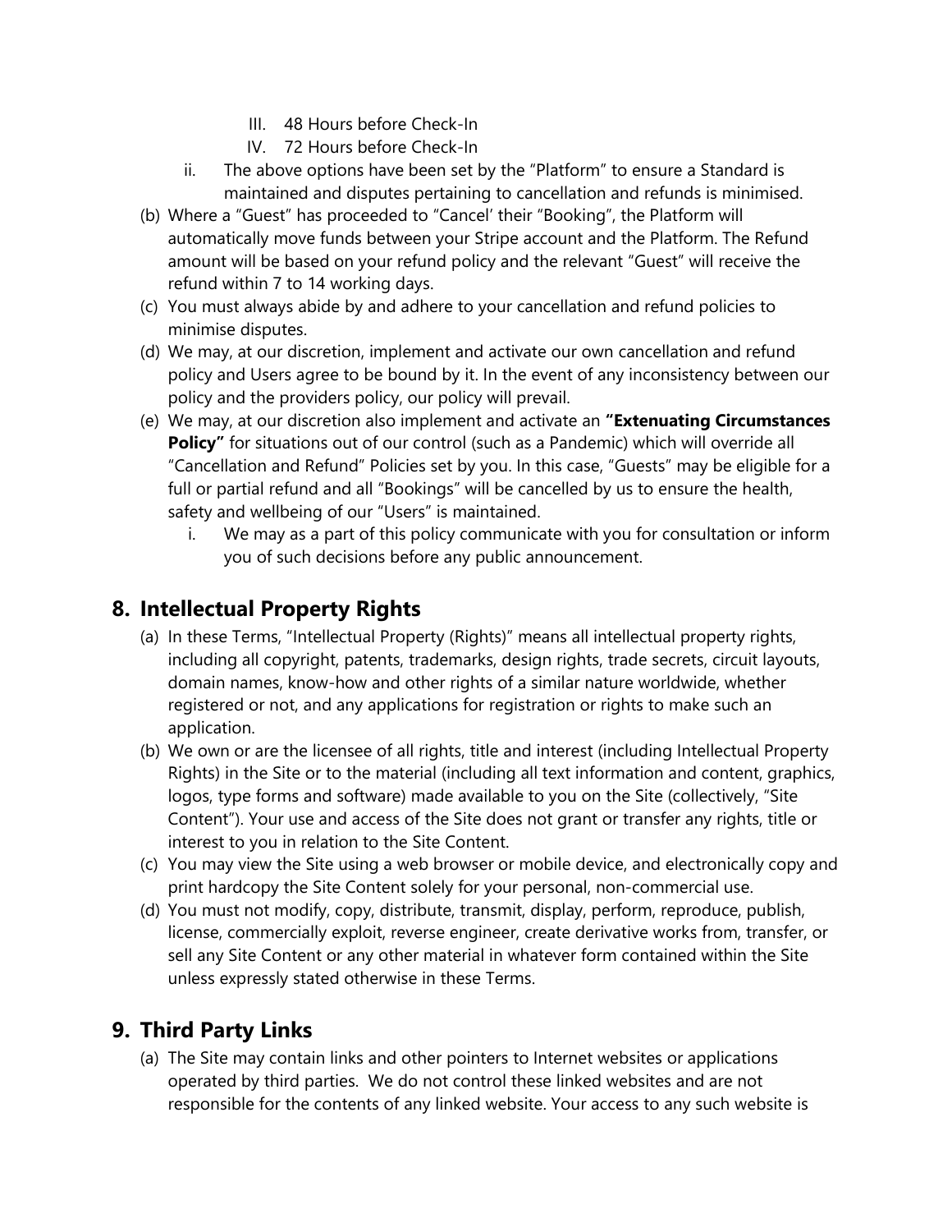III. 48 Hours before Check-In
IV. 72 Hours before Check-In

ii. The above options have been set by the "Platform" to ensure a Standard is maintained and disputes pertaining to cancellation and refunds is minimised.

(b) Where a "Guest" has proceeded to "Cancel' their "Booking", the Platform will automatically move funds between your Stripe account and the Platform. The Refund amount will be based on your refund policy and the relevant "Guest" will receive the refund within 7 to 14 working days.

(c) You must always abide by and adhere to your cancellation and refund policies to minimise disputes.

(d) We may, at our discretion, implement and activate our own cancellation and refund policy and Users agree to be bound by it. In the event of any inconsistency between our policy and the providers policy, our policy will prevail.

(e) We may, at our discretion also implement and activate an **"Extenuating Circumstances Policy"** for situations out of our control (such as a Pandemic) which will override all "Cancellation and Refund" Policies set by you. In this case, "Guests" may be eligible for a full or partial refund and all "Bookings" will be cancelled by us to ensure the health, safety and wellbeing of our "Users" is maintained.

i. We may as a part of this policy communicate with you for consultation or inform you of such decisions before any public announcement.

## 8. Intellectual Property Rights

(a) In these Terms, "Intellectual Property (Rights)" means all intellectual property rights, including all copyright, patents, trademarks, design rights, trade secrets, circuit layouts, domain names, know-how and other rights of a similar nature worldwide, whether registered or not, and any applications for registration or rights to make such an application.

(b) We own or are the licensee of all rights, title and interest (including Intellectual Property Rights) in the Site or to the material (including all text information and content, graphics, logos, type forms and software) made available to you on the Site (collectively, "Site Content"). Your use and access of the Site does not grant or transfer any rights, title or interest to you in relation to the Site Content.

(c) You may view the Site using a web browser or mobile device, and electronically copy and print hardcopy the Site Content solely for your personal, non-commercial use.

(d) You must not modify, copy, distribute, transmit, display, perform, reproduce, publish, license, commercially exploit, reverse engineer, create derivative works from, transfer, or sell any Site Content or any other material in whatever form contained within the Site unless expressly stated otherwise in these Terms.

## 9. Third Party Links

(a) The Site may contain links and other pointers to Internet websites or applications operated by third parties. We do not control these linked websites and are not responsible for the contents of any linked website. Your access to any such website is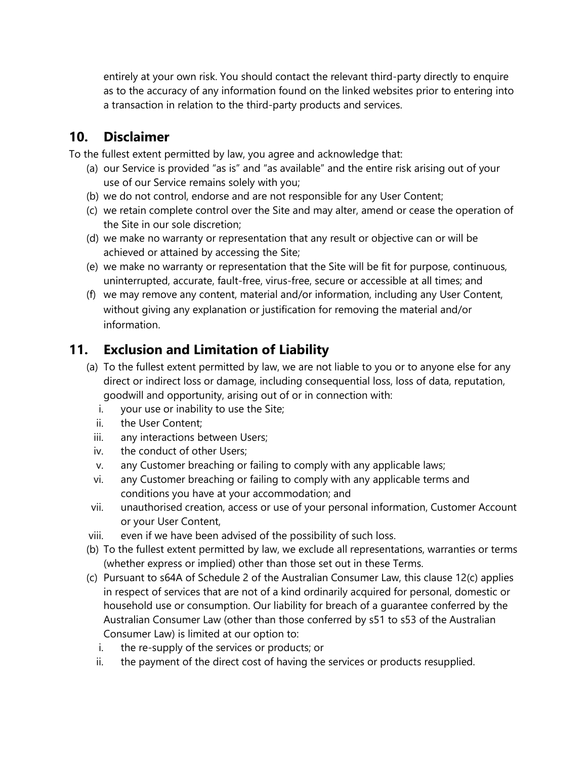entirely at your own risk. You should contact the relevant third-party directly to enquire as to the accuracy of any information found on the linked websites prior to entering into a transaction in relation to the third-party products and services.

## 10. Disclaimer

To the fullest extent permitted by law, you agree and acknowledge that:

(a) our Service is provided "as is" and "as available" and the entire risk arising out of your use of our Service remains solely with you;

(b) we do not control, endorse and are not responsible for any User Content;

(c) we retain complete control over the Site and may alter, amend or cease the operation of the Site in our sole discretion;

(d) we make no warranty or representation that any result or objective can or will be achieved or attained by accessing the Site;

(e) we make no warranty or representation that the Site will be fit for purpose, continuous, uninterrupted, accurate, fault-free, virus-free, secure or accessible at all times; and

(f) we may remove any content, material and/or information, including any User Content, without giving any explanation or justification for removing the material and/or information.

## 11. Exclusion and Limitation of Liability

(a) To the fullest extent permitted by law, we are not liable to you or to anyone else for any direct or indirect loss or damage, including consequential loss, loss of data, reputation, goodwill and opportunity, arising out of or in connection with:

  i. your use or inability to use the Site;

  ii. the User Content;

  iii. any interactions between Users;

  iv. the conduct of other Users;

  v. any Customer breaching or failing to comply with any applicable laws;

  vi. any Customer breaching or failing to comply with any applicable terms and conditions you have at your accommodation; and

  vii. unauthorised creation, access or use of your personal information, Customer Account or your User Content,

  viii. even if we have been advised of the possibility of such loss.

(b) To the fullest extent permitted by law, we exclude all representations, warranties or terms (whether express or implied) other than those set out in these Terms.

(c) Pursuant to s64A of Schedule 2 of the Australian Consumer Law, this clause 12(c) applies in respect of services that are not of a kind ordinarily acquired for personal, domestic or household use or consumption. Our liability for breach of a guarantee conferred by the Australian Consumer Law (other than those conferred by s51 to s53 of the Australian Consumer Law) is limited at our option to:

  i. the re-supply of the services or products; or

  ii. the payment of the direct cost of having the services or products resupplied.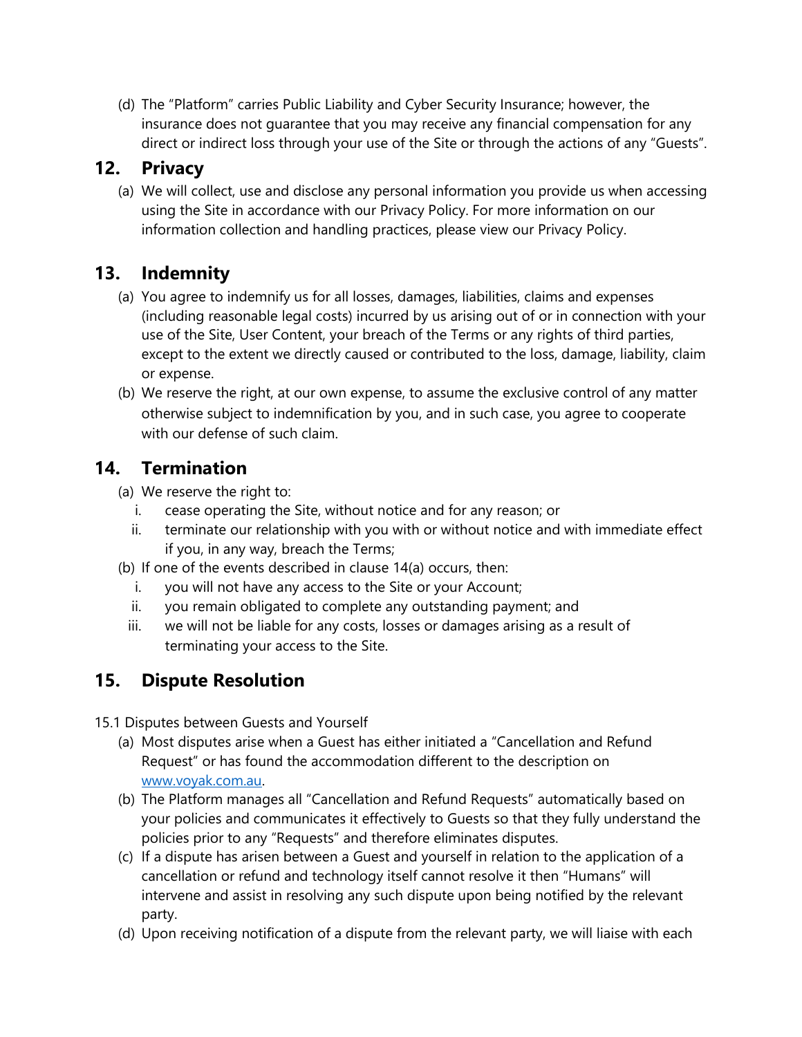(d) The "Platform" carries Public Liability and Cyber Security Insurance; however, the insurance does not guarantee that you may receive any financial compensation for any direct or indirect loss through your use of the Site or through the actions of any "Guests".

## 12. Privacy

(a) We will collect, use and disclose any personal information you provide us when accessing using the Site in accordance with our Privacy Policy. For more information on our information collection and handling practices, please view our Privacy Policy.

## 13. Indemnity

(a) You agree to indemnify us for all losses, damages, liabilities, claims and expenses (including reasonable legal costs) incurred by us arising out of or in connection with your use of the Site, User Content, your breach of the Terms or any rights of third parties, except to the extent we directly caused or contributed to the loss, damage, liability, claim or expense.

(b) We reserve the right, at our own expense, to assume the exclusive control of any matter otherwise subject to indemnification by you, and in such case, you agree to cooperate with our defense of such claim.

## 14. Termination

(a) We reserve the right to:

i. cease operating the Site, without notice and for any reason; or

ii. terminate our relationship with you with or without notice and with immediate effect if you, in any way, breach the Terms;

(b) If one of the events described in clause 14(a) occurs, then:

i. you will not have any access to the Site or your Account;

ii. you remain obligated to complete any outstanding payment; and

iii. we will not be liable for any costs, losses or damages arising as a result of terminating your access to the Site.

## 15. Dispute Resolution

15.1 Disputes between Guests and Yourself

(a) Most disputes arise when a Guest has either initiated a "Cancellation and Refund Request" or has found the accommodation different to the description on [www.voyak.com.au](www.voyak.com.au).

(b) The Platform manages all "Cancellation and Refund Requests" automatically based on your policies and communicates it effectively to Guests so that they fully understand the policies prior to any "Requests" and therefore eliminates disputes.

(c) If a dispute has arisen between a Guest and yourself in relation to the application of a cancellation or refund and technology itself cannot resolve it then "Humans" will intervene and assist in resolving any such dispute upon being notified by the relevant party.

(d) Upon receiving notification of a dispute from the relevant party, we will liaise with each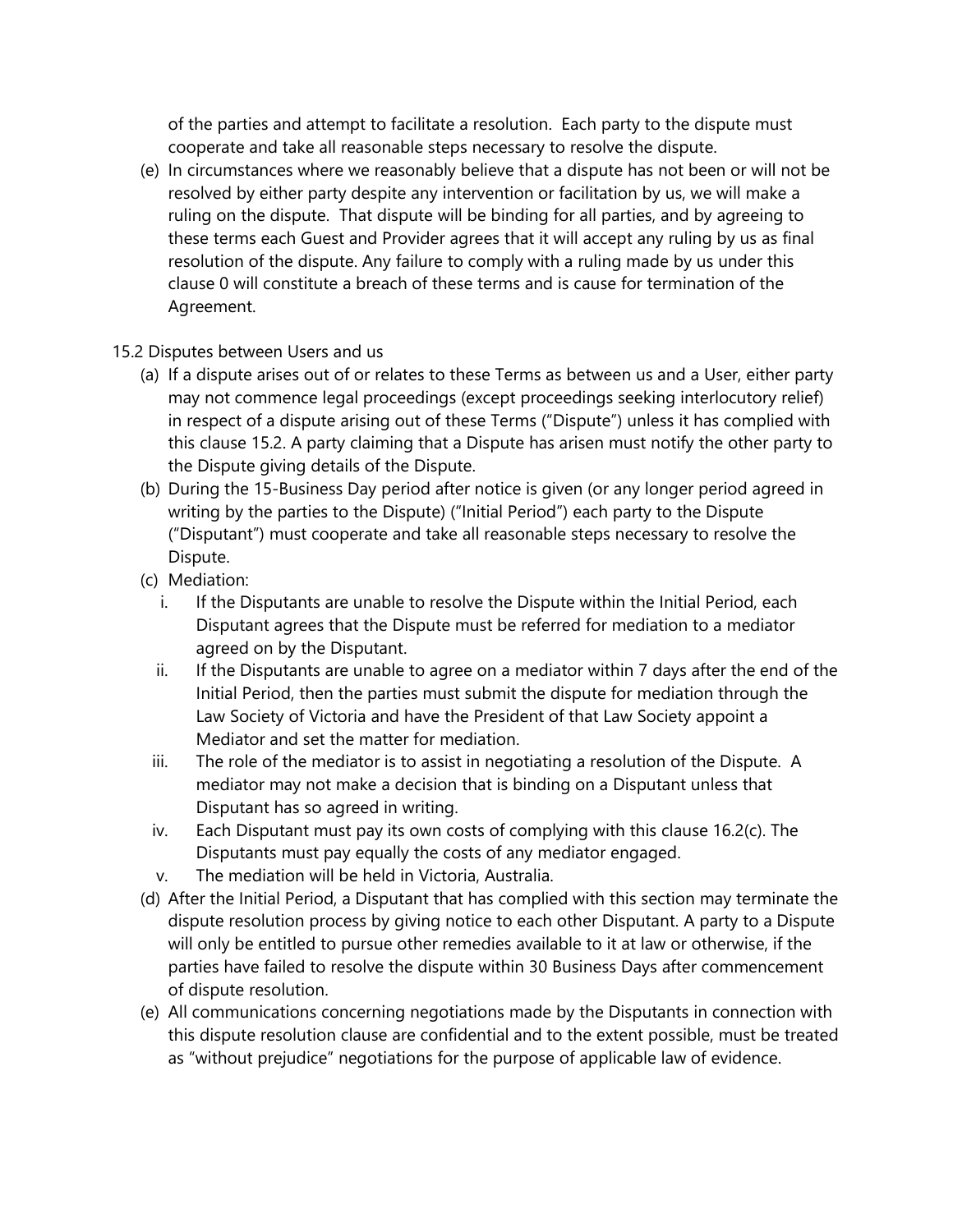of the parties and attempt to facilitate a resolution. Each party to the dispute must cooperate and take all reasonable steps necessary to resolve the dispute.

(e) In circumstances where we reasonably believe that a dispute has not been or will not be resolved by either party despite any intervention or facilitation by us, we will make a ruling on the dispute. That dispute will be binding for all parties, and by agreeing to these terms each Guest and Provider agrees that it will accept any ruling by us as final resolution of the dispute. Any failure to comply with a ruling made by us under this clause 0 will constitute a breach of these terms and is cause for termination of the Agreement.

15.2 Disputes between Users and us

(a) If a dispute arises out of or relates to these Terms as between us and a User, either party may not commence legal proceedings (except proceedings seeking interlocutory relief) in respect of a dispute arising out of these Terms ("Dispute") unless it has complied with this clause 15.2. A party claiming that a Dispute has arisen must notify the other party to the Dispute giving details of the Dispute.

(b) During the 15-Business Day period after notice is given (or any longer period agreed in writing by the parties to the Dispute) ("Initial Period") each party to the Dispute ("Disputant") must cooperate and take all reasonable steps necessary to resolve the Dispute.

(c) Mediation:

   i. If the Disputants are unable to resolve the Dispute within the Initial Period, each Disputant agrees that the Dispute must be referred for mediation to a mediator agreed on by the Disputant.

   ii. If the Disputants are unable to agree on a mediator within 7 days after the end of the Initial Period, then the parties must submit the dispute for mediation through the Law Society of Victoria and have the President of that Law Society appoint a Mediator and set the matter for mediation.

   iii. The role of the mediator is to assist in negotiating a resolution of the Dispute. A mediator may not make a decision that is binding on a Disputant unless that Disputant has so agreed in writing.

   iv. Each Disputant must pay its own costs of complying with this clause 16.2(c). The Disputants must pay equally the costs of any mediator engaged.

   v. The mediation will be held in Victoria, Australia.

(d) After the Initial Period, a Disputant that has complied with this section may terminate the dispute resolution process by giving notice to each other Disputant. A party to a Dispute will only be entitled to pursue other remedies available to it at law or otherwise, if the parties have failed to resolve the dispute within 30 Business Days after commencement of dispute resolution.

(e) All communications concerning negotiations made by the Disputants in connection with this dispute resolution clause are confidential and to the extent possible, must be treated as "without prejudice" negotiations for the purpose of applicable law of evidence.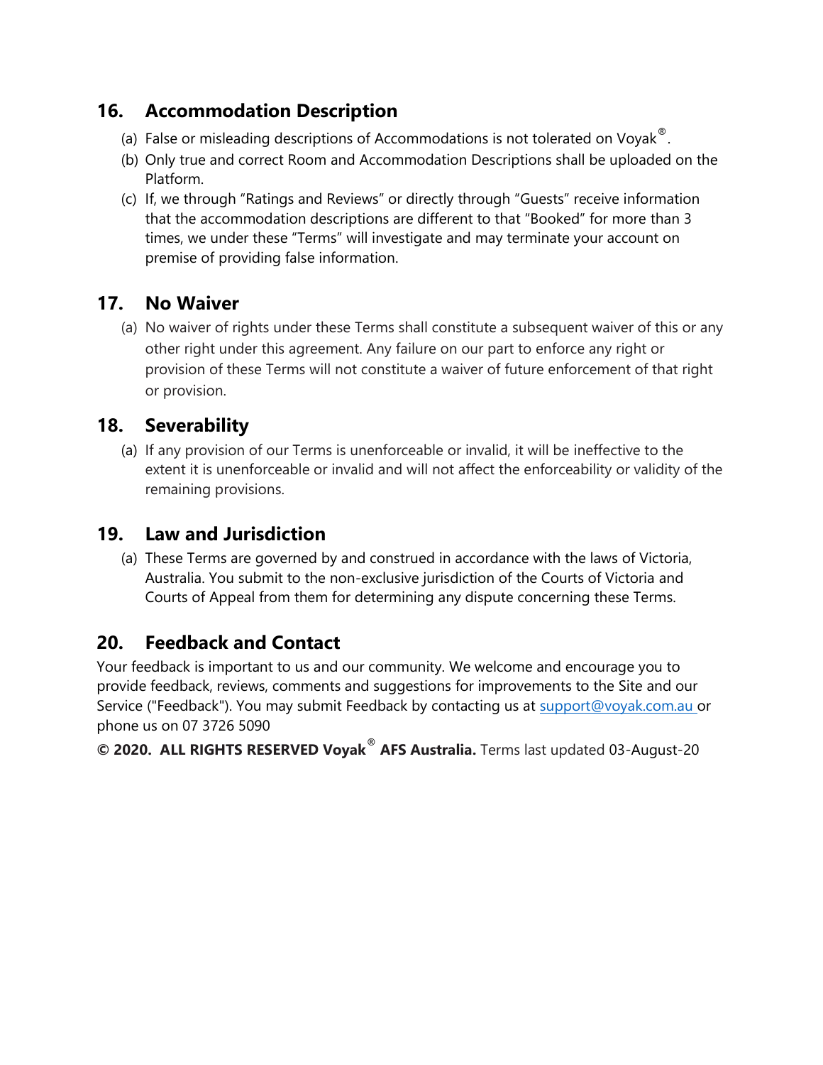## 16. Accommodation Description

(a) False or misleading descriptions of Accommodations is not tolerated on Voyak®.

(b) Only true and correct Room and Accommodation Descriptions shall be uploaded on the Platform.

(c) If, we through “Ratings and Reviews” or directly through “Guests” receive information that the accommodation descriptions are different to that “Booked” for more than 3 times, we under these “Terms” will investigate and may terminate your account on premise of providing false information.

## 17. No Waiver

(a) No waiver of rights under these Terms shall constitute a subsequent waiver of this or any other right under this agreement. Any failure on our part to enforce any right or provision of these Terms will not constitute a waiver of future enforcement of that right or provision.

## 18. Severability

(a) If any provision of our Terms is unenforceable or invalid, it will be ineffective to the extent it is unenforceable or invalid and will not affect the enforceability or validity of the remaining provisions.

## 19. Law and Jurisdiction

(a) These Terms are governed by and construed in accordance with the laws of Victoria, Australia. You submit to the non-exclusive jurisdiction of the Courts of Victoria and Courts of Appeal from them for determining any dispute concerning these Terms.

## 20. Feedback and Contact

Your feedback is important to us and our community. We welcome and encourage you to provide feedback, reviews, comments and suggestions for improvements to the Site and our Service ("Feedback"). You may submit Feedback by contacting us at support@voyak.com.au or phone us on 07 3726 5090

**© 2020. ALL RIGHTS RESERVED Voyak® AFS Australia.** Terms last updated 03-August-20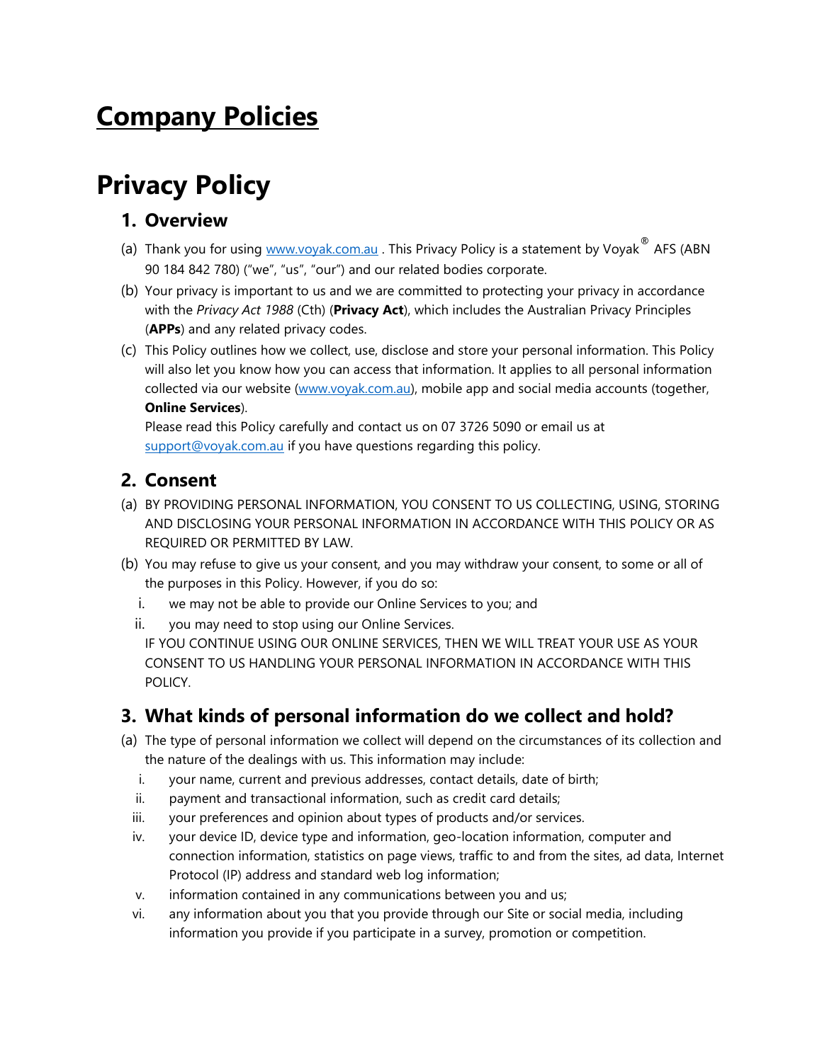# Company Policies

# Privacy Policy

## 1. Overview

(a) Thank you for using www.voyak.com.au . This Privacy Policy is a statement by Voyak® AFS (ABN 90 184 842 780) ("we", "us", "our") and our related bodies corporate.

(b) Your privacy is important to us and we are committed to protecting your privacy in accordance with the *Privacy Act 1988* (Cth) (**Privacy Act**), which includes the Australian Privacy Principles (**APPs**) and any related privacy codes.

(c) This Policy outlines how we collect, use, disclose and store your personal information. This Policy will also let you know how you can access that information. It applies to all personal information collected via our website (www.voyak.com.au), mobile app and social media accounts (together, **Online Services**).
Please read this Policy carefully and contact us on 07 3726 5090 or email us at support@voyak.com.au if you have questions regarding this policy.

## 2. Consent

(a) BY PROVIDING PERSONAL INFORMATION, YOU CONSENT TO US COLLECTING, USING, STORING AND DISCLOSING YOUR PERSONAL INFORMATION IN ACCORDANCE WITH THIS POLICY OR AS REQUIRED OR PERMITTED BY LAW.

(b) You may refuse to give us your consent, and you may withdraw your consent, to some or all of the purposes in this Policy. However, if you do so:
   i. we may not be able to provide our Online Services to you; and
   ii. you may need to stop using our Online Services.

   IF YOU CONTINUE USING OUR ONLINE SERVICES, THEN WE WILL TREAT YOUR USE AS YOUR CONSENT TO US HANDLING YOUR PERSONAL INFORMATION IN ACCORDANCE WITH THIS POLICY.

## 3. What kinds of personal information do we collect and hold?

(a) The type of personal information we collect will depend on the circumstances of its collection and the nature of the dealings with us. This information may include:
   i. your name, current and previous addresses, contact details, date of birth;
   ii. payment and transactional information, such as credit card details;
   iii. your preferences and opinion about types of products and/or services.
   iv. your device ID, device type and information, geo-location information, computer and connection information, statistics on page views, traffic to and from the sites, ad data, Internet Protocol (IP) address and standard web log information;
   v. information contained in any communications between you and us;
   vi. any information about you that you provide through our Site or social media, including information you provide if you participate in a survey, promotion or competition.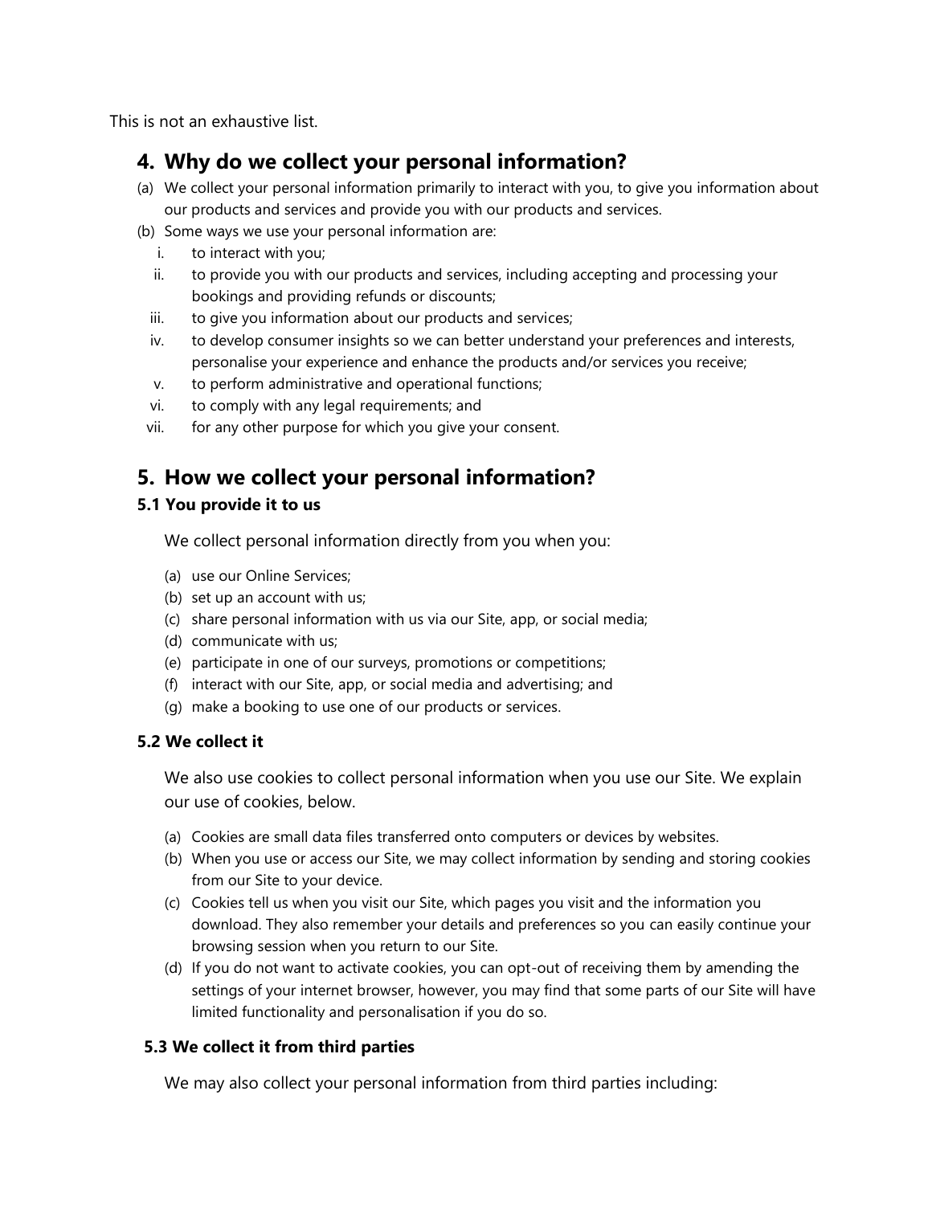This is not an exhaustive list.

## 4. Why do we collect your personal information?

(a) We collect your personal information primarily to interact with you, to give you information about our products and services and provide you with our products and services.

(b) Some ways we use your personal information are:

i. to interact with you;

ii. to provide you with our products and services, including accepting and processing your bookings and providing refunds or discounts;

iii. to give you information about our products and services;

iv. to develop consumer insights so we can better understand your preferences and interests, personalise your experience and enhance the products and/or services you receive;

v. to perform administrative and operational functions;

vi. to comply with any legal requirements; and

vii. for any other purpose for which you give your consent.

## 5. How we collect your personal information?

### 5.1 You provide it to us

We collect personal information directly from you when you:

(a) use our Online Services;

(b) set up an account with us;

(c) share personal information with us via our Site, app, or social media;

(d) communicate with us;

(e) participate in one of our surveys, promotions or competitions;

(f) interact with our Site, app, or social media and advertising; and

(g) make a booking to use one of our products or services.

### 5.2 We collect it

We also use cookies to collect personal information when you use our Site. We explain our use of cookies, below.

(a) Cookies are small data files transferred onto computers or devices by websites.

(b) When you use or access our Site, we may collect information by sending and storing cookies from our Site to your device.

(c) Cookies tell us when you visit our Site, which pages you visit and the information you download. They also remember your details and preferences so you can easily continue your browsing session when you return to our Site.

(d) If you do not want to activate cookies, you can opt-out of receiving them by amending the settings of your internet browser, however, you may find that some parts of our Site will have limited functionality and personalisation if you do so.

### 5.3 We collect it from third parties

We may also collect your personal information from third parties including: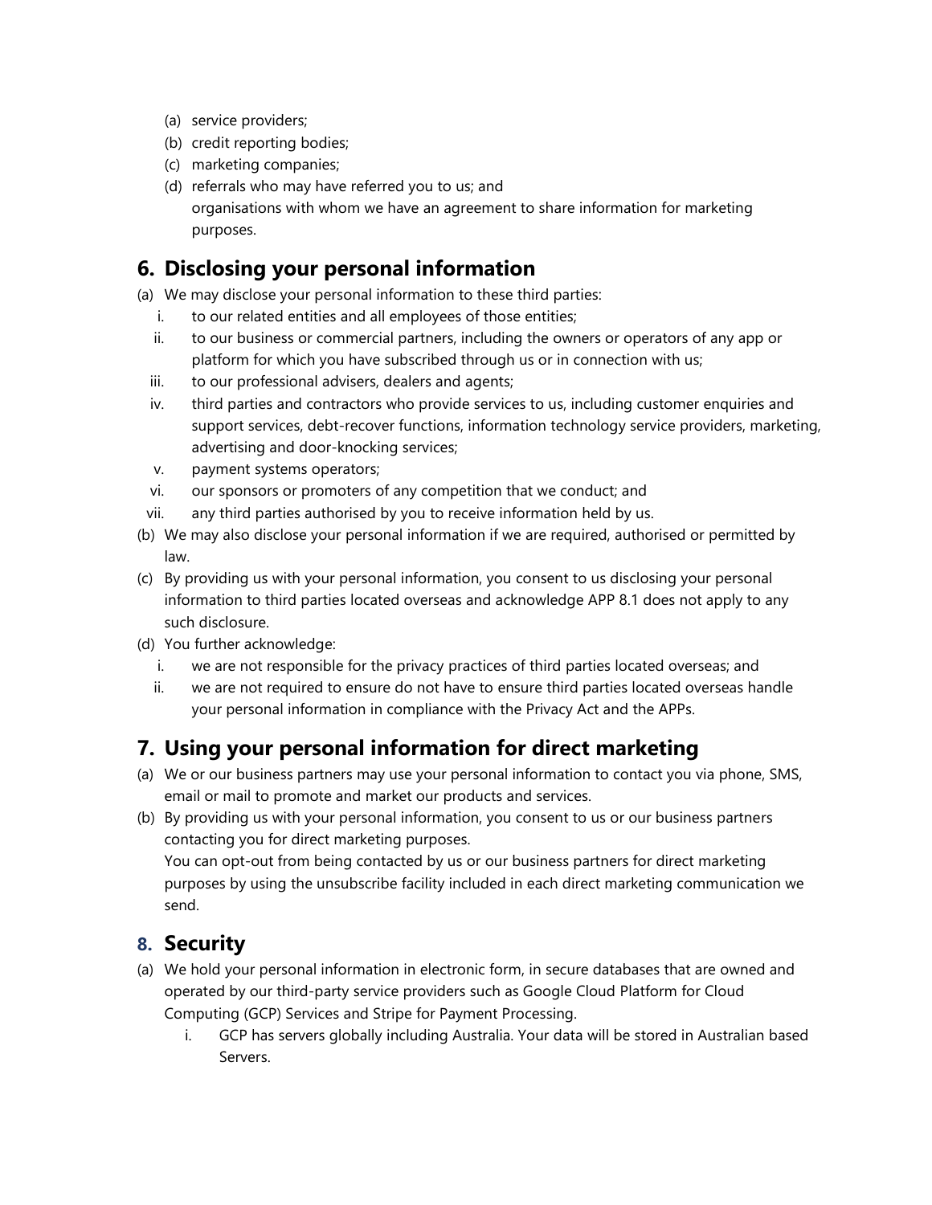(a) service providers;
(b) credit reporting bodies;
(c) marketing companies;
(d) referrals who may have referred you to us; and
organisations with whom we have an agreement to share information for marketing purposes.

## 6. Disclosing your personal information

(a) We may disclose your personal information to these third parties:
  i. to our related entities and all employees of those entities;
  ii. to our business or commercial partners, including the owners or operators of any app or platform for which you have subscribed through us or in connection with us;
  iii. to our professional advisers, dealers and agents;
  iv. third parties and contractors who provide services to us, including customer enquiries and support services, debt-recover functions, information technology service providers, marketing, advertising and door-knocking services;
  v. payment systems operators;
  vi. our sponsors or promoters of any competition that we conduct; and
  vii. any third parties authorised by you to receive information held by us.

(b) We may also disclose your personal information if we are required, authorised or permitted by law.

(c) By providing us with your personal information, you consent to us disclosing your personal information to third parties located overseas and acknowledge APP 8.1 does not apply to any such disclosure.

(d) You further acknowledge:
  i. we are not responsible for the privacy practices of third parties located overseas; and
  ii. we are not required to ensure do not have to ensure third parties located overseas handle your personal information in compliance with the Privacy Act and the APPs.

## 7. Using your personal information for direct marketing

(a) We or our business partners may use your personal information to contact you via phone, SMS, email or mail to promote and market our products and services.

(b) By providing us with your personal information, you consent to us or our business partners contacting you for direct marketing purposes.
You can opt-out from being contacted by us or our business partners for direct marketing purposes by using the unsubscribe facility included in each direct marketing communication we send.

## 8. Security

(a) We hold your personal information in electronic form, in secure databases that are owned and operated by our third-party service providers such as Google Cloud Platform for Cloud Computing (GCP) Services and Stripe for Payment Processing.
  i. GCP has servers globally including Australia. Your data will be stored in Australian based Servers.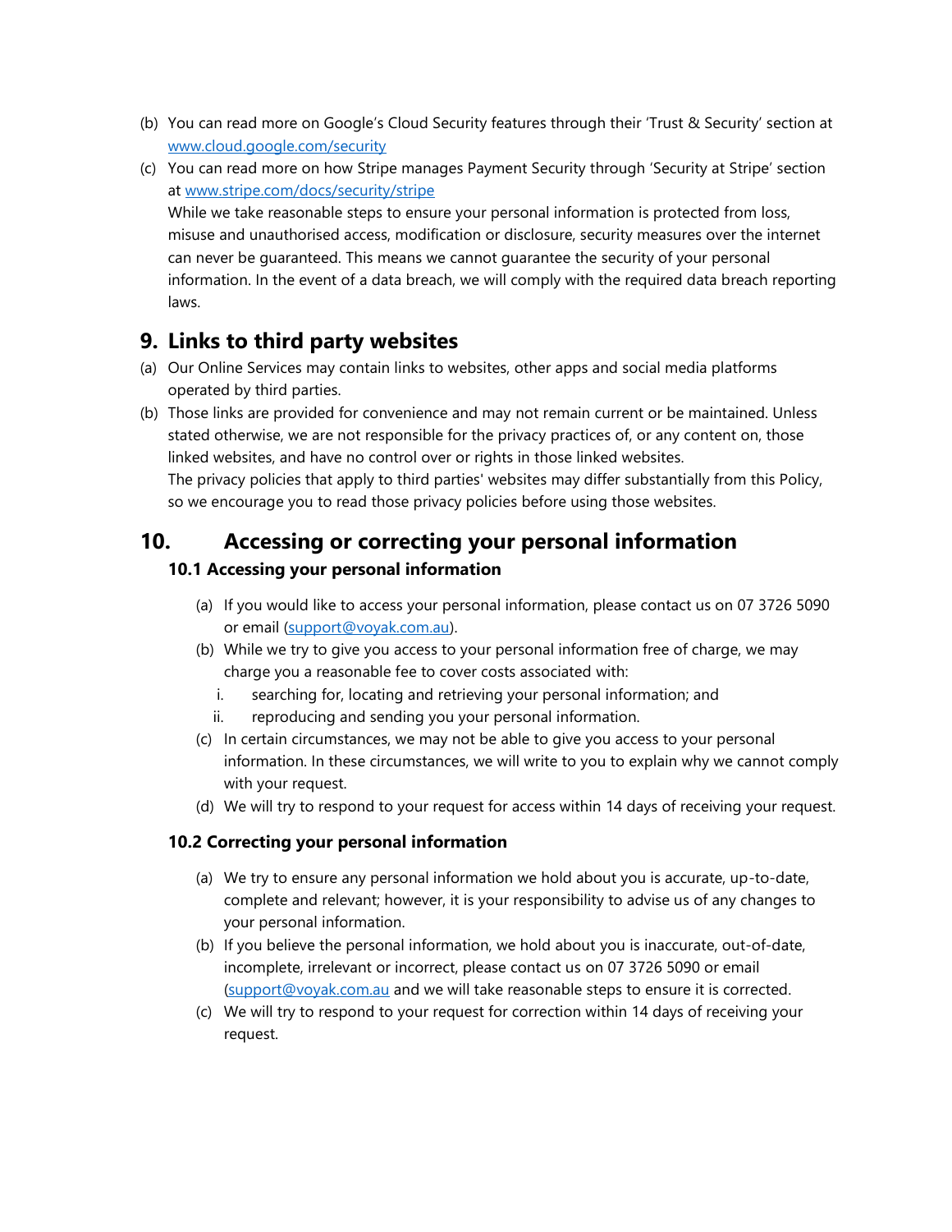(b) You can read more on Google's Cloud Security features through their 'Trust & Security' section at [www.cloud.google.com/security](www.cloud.google.com/security)

(c) You can read more on how Stripe manages Payment Security through 'Security at Stripe' section at [www.stripe.com/docs/security/stripe](www.stripe.com/docs/security/stripe)
While we take reasonable steps to ensure your personal information is protected from loss, misuse and unauthorised access, modification or disclosure, security measures over the internet can never be guaranteed. This means we cannot guarantee the security of your personal information. In the event of a data breach, we will comply with the required data breach reporting laws.

## 9. Links to third party websites

(a) Our Online Services may contain links to websites, other apps and social media platforms operated by third parties.

(b) Those links are provided for convenience and may not remain current or be maintained. Unless stated otherwise, we are not responsible for the privacy practices of, or any content on, those linked websites, and have no control over or rights in those linked websites.
The privacy policies that apply to third parties' websites may differ substantially from this Policy, so we encourage you to read those privacy policies before using those websites.

## 10. Accessing or correcting your personal information

### 10.1 Accessing your personal information

(a) If you would like to access your personal information, please contact us on 07 3726 5090 or email (support@voyak.com.au).

(b) While we try to give you access to your personal information free of charge, we may charge you a reasonable fee to cover costs associated with:

i. searching for, locating and retrieving your personal information; and

ii. reproducing and sending you your personal information.

(c) In certain circumstances, we may not be able to give you access to your personal information. In these circumstances, we will write to you to explain why we cannot comply with your request.

(d) We will try to respond to your request for access within 14 days of receiving your request.

### 10.2 Correcting your personal information

(a) We try to ensure any personal information we hold about you is accurate, up-to-date, complete and relevant; however, it is your responsibility to advise us of any changes to your personal information.

(b) If you believe the personal information, we hold about you is inaccurate, out-of-date, incomplete, irrelevant or incorrect, please contact us on 07 3726 5090 or email (support@voyak.com.au and we will take reasonable steps to ensure it is corrected.

(c) We will try to respond to your request for correction within 14 days of receiving your request.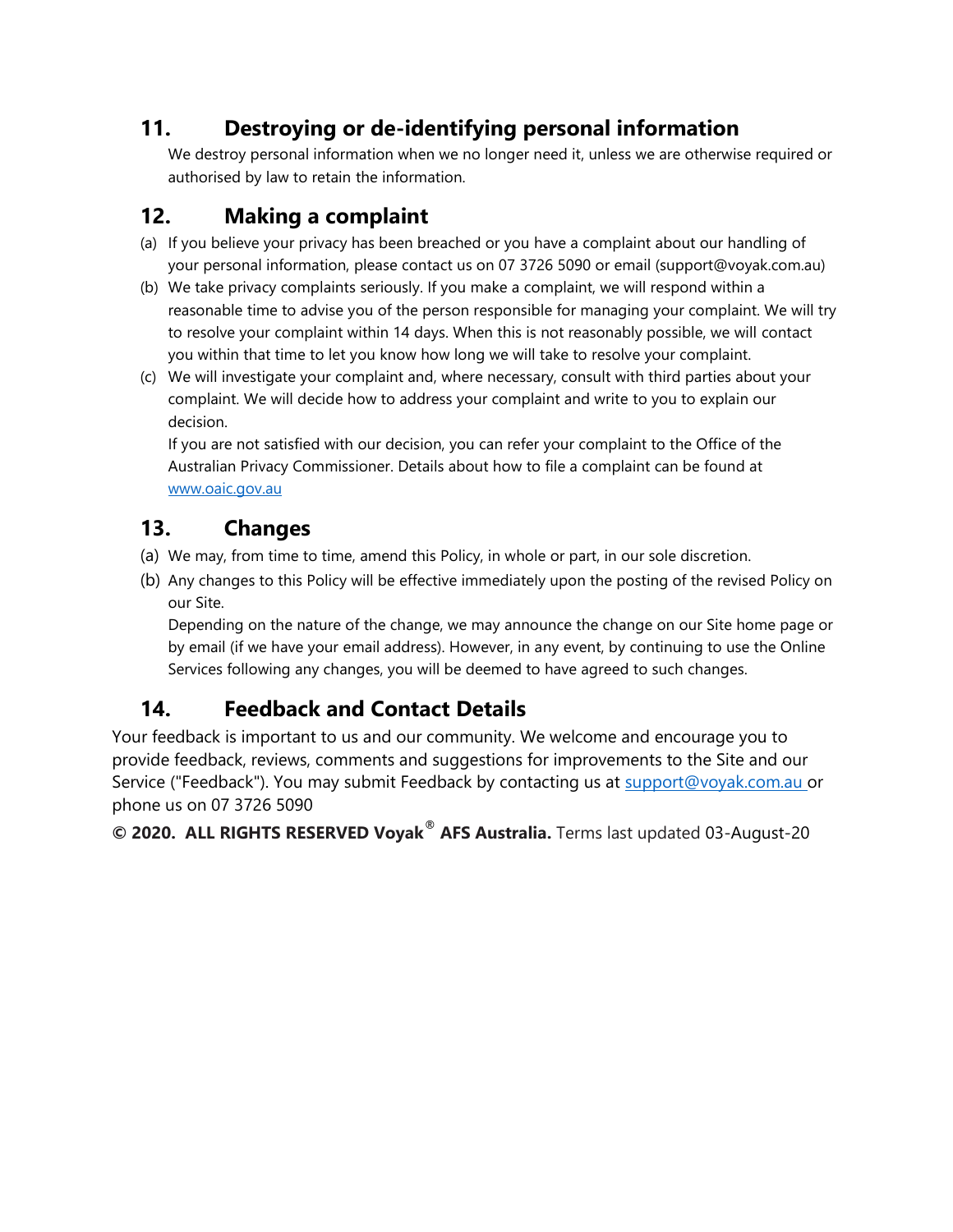## 11. Destroying or de-identifying personal information

We destroy personal information when we no longer need it, unless we are otherwise required or authorised by law to retain the information.

## 12. Making a complaint

(a) If you believe your privacy has been breached or you have a complaint about our handling of your personal information, please contact us on 07 3726 5090 or email (support@voyak.com.au)

(b) We take privacy complaints seriously. If you make a complaint, we will respond within a reasonable time to advise you of the person responsible for managing your complaint. We will try to resolve your complaint within 14 days. When this is not reasonably possible, we will contact you within that time to let you know how long we will take to resolve your complaint.

(c) We will investigate your complaint and, where necessary, consult with third parties about your complaint. We will decide how to address your complaint and write to you to explain our decision.
If you are not satisfied with our decision, you can refer your complaint to the Office of the Australian Privacy Commissioner. Details about how to file a complaint can be found at [www.oaic.gov.au](http://www.oaic.gov.au)

## 13. Changes

(a) We may, from time to time, amend this Policy, in whole or part, in our sole discretion.

(b) Any changes to this Policy will be effective immediately upon the posting of the revised Policy on our Site.
Depending on the nature of the change, we may announce the change on our Site home page or by email (if we have your email address). However, in any event, by continuing to use the Online Services following any changes, you will be deemed to have agreed to such changes.

## 14. Feedback and Contact Details

Your feedback is important to us and our community. We welcome and encourage you to provide feedback, reviews, comments and suggestions for improvements to the Site and our Service ("Feedback"). You may submit Feedback by contacting us at [support@voyak.com.au](mailto:support@voyak.com.au) or phone us on 07 3726 5090

**© 2020. ALL RIGHTS RESERVED Voyak® AFS Australia.** Terms last updated 03-August-20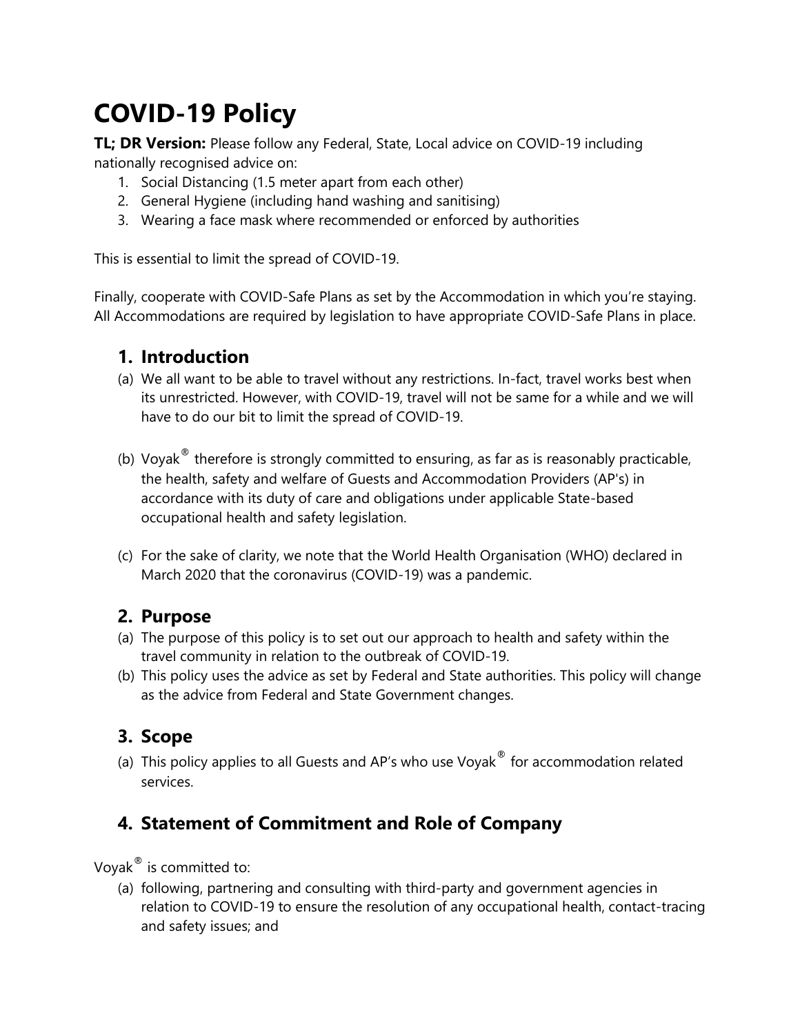# COVID-19 Policy

**TL; DR Version:** Please follow any Federal, State, Local advice on COVID-19 including nationally recognised advice on:

1. Social Distancing (1.5 meter apart from each other)
2. General Hygiene (including hand washing and sanitising)
3. Wearing a face mask where recommended or enforced by authorities

This is essential to limit the spread of COVID-19.

Finally, cooperate with COVID-Safe Plans as set by the Accommodation in which you're staying. All Accommodations are required by legislation to have appropriate COVID-Safe Plans in place.

## 1. Introduction

(a) We all want to be able to travel without any restrictions. In-fact, travel works best when its unrestricted. However, with COVID-19, travel will not be same for a while and we will have to do our bit to limit the spread of COVID-19.

(b) Voyak® therefore is strongly committed to ensuring, as far as is reasonably practicable, the health, safety and welfare of Guests and Accommodation Providers (AP's) in accordance with its duty of care and obligations under applicable State-based occupational health and safety legislation.

(c) For the sake of clarity, we note that the World Health Organisation (WHO) declared in March 2020 that the coronavirus (COVID-19) was a pandemic.

## 2. Purpose

(a) The purpose of this policy is to set out our approach to health and safety within the travel community in relation to the outbreak of COVID-19.

(b) This policy uses the advice as set by Federal and State authorities. This policy will change as the advice from Federal and State Government changes.

## 3. Scope

(a) This policy applies to all Guests and AP's who use Voyak® for accommodation related services.

## 4. Statement of Commitment and Role of Company

Voyak® is committed to:

(a) following, partnering and consulting with third-party and government agencies in relation to COVID-19 to ensure the resolution of any occupational health, contact-tracing and safety issues; and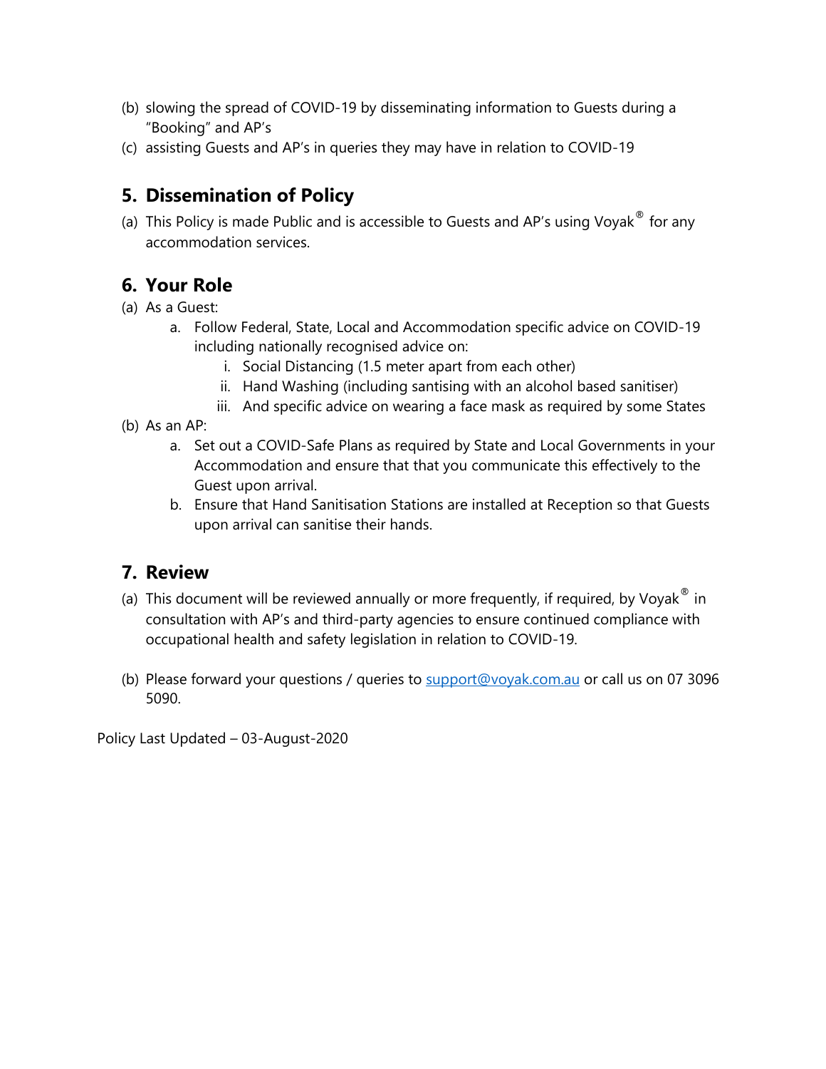(b) slowing the spread of COVID-19 by disseminating information to Guests during a "Booking" and AP's

(c) assisting Guests and AP's in queries they may have in relation to COVID-19

## 5. Dissemination of Policy

(a) This Policy is made Public and is accessible to Guests and AP's using Voyak® for any accommodation services.

## 6. Your Role

(a) As a Guest:

   a. Follow Federal, State, Local and Accommodation specific advice on COVID-19 including nationally recognised advice on:

      i. Social Distancing (1.5 meter apart from each other)

      ii. Hand Washing (including santising with an alcohol based sanitiser)

      iii. And specific advice on wearing a face mask as required by some States

(b) As an AP:

   a. Set out a COVID-Safe Plans as required by State and Local Governments in your Accommodation and ensure that that you communicate this effectively to the Guest upon arrival.

   b. Ensure that Hand Sanitisation Stations are installed at Reception so that Guests upon arrival can sanitise their hands.

## 7. Review

(a) This document will be reviewed annually or more frequently, if required, by Voyak® in consultation with AP's and third-party agencies to ensure continued compliance with occupational health and safety legislation in relation to COVID-19.

(b) Please forward your questions / queries to support@voyak.com.au or call us on 07 3096 5090.

Policy Last Updated – 03-August-2020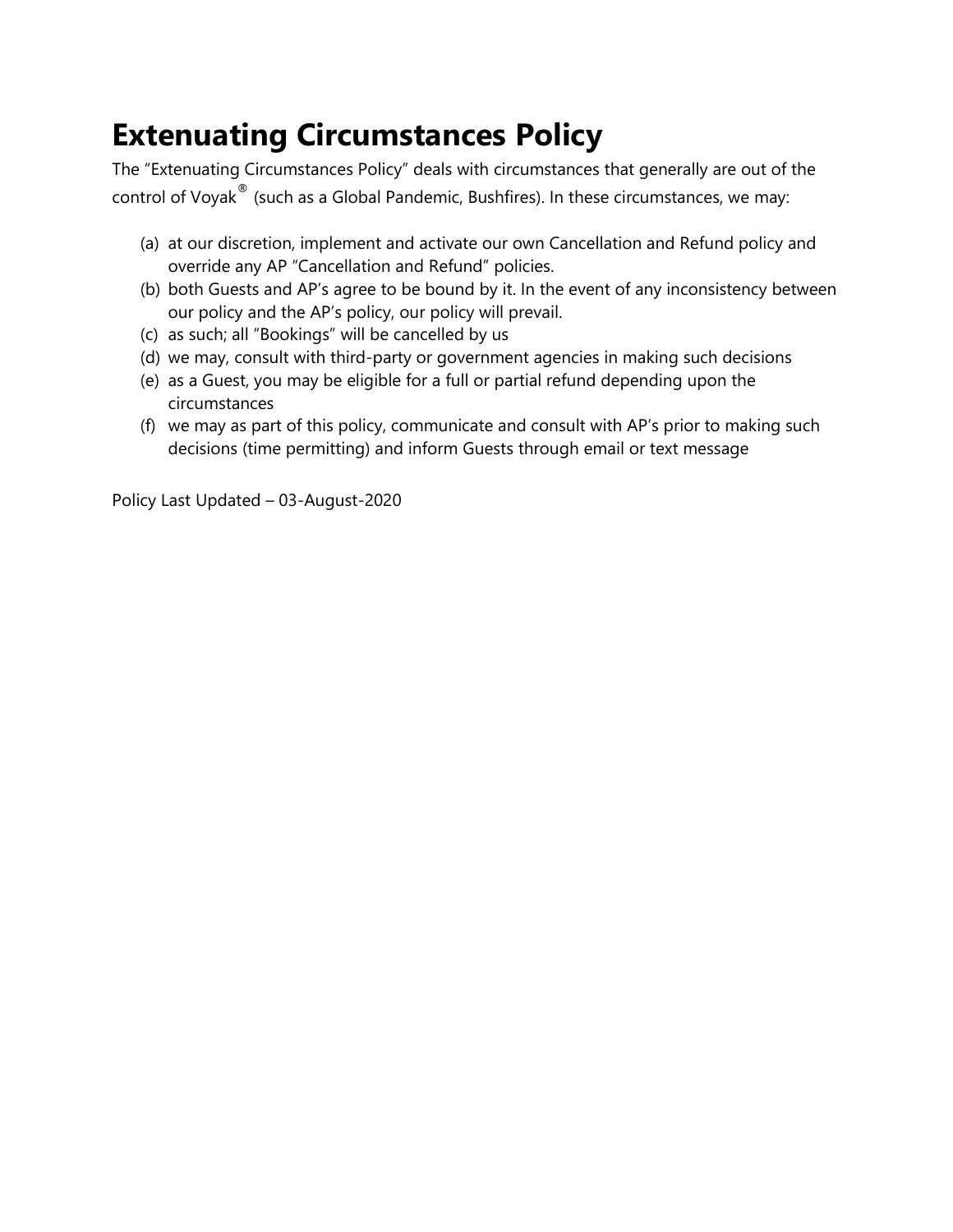# Extenuating Circumstances Policy

The "Extenuating Circumstances Policy" deals with circumstances that generally are out of the control of Voyak® (such as a Global Pandemic, Bushfires). In these circumstances, we may:

(a) at our discretion, implement and activate our own Cancellation and Refund policy and override any AP "Cancellation and Refund" policies.

(b) both Guests and AP's agree to be bound by it. In the event of any inconsistency between our policy and the AP's policy, our policy will prevail.

(c) as such; all "Bookings" will be cancelled by us

(d) we may, consult with third-party or government agencies in making such decisions

(e) as a Guest, you may be eligible for a full or partial refund depending upon the circumstances

(f) we may as part of this policy, communicate and consult with AP's prior to making such decisions (time permitting) and inform Guests through email or text message

Policy Last Updated – 03-August-2020